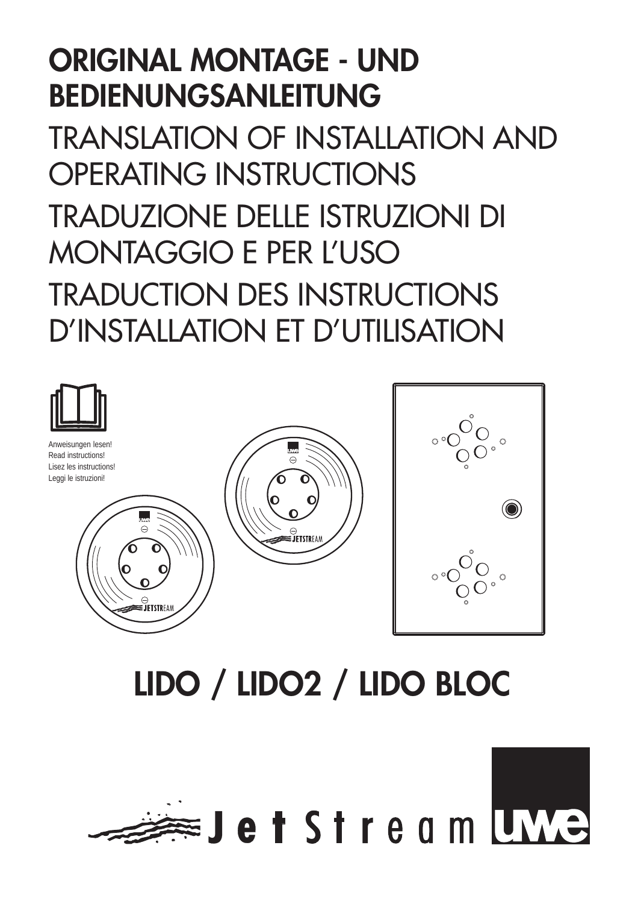# ORIGINAL MONTAGE - UND BEDIENUNGSANLEITUNG

# TRANSLATION OF INSTALLATION AND OPERATING INSTRUCTIONS

# TRADUZIONE DELLE ISTRUZIONI DI MONTAGGIO E PER L'USO

# TRADUCTION DES INSTRUCTIONS D'INSTALLATION ET D'UTILISATION

Anweisungen lesen!
Read instructions!
Lisez les instructions!
Leggi le istruzioni!

# LIDO / LIDO2 / LIDO BLOC

JetStream uwe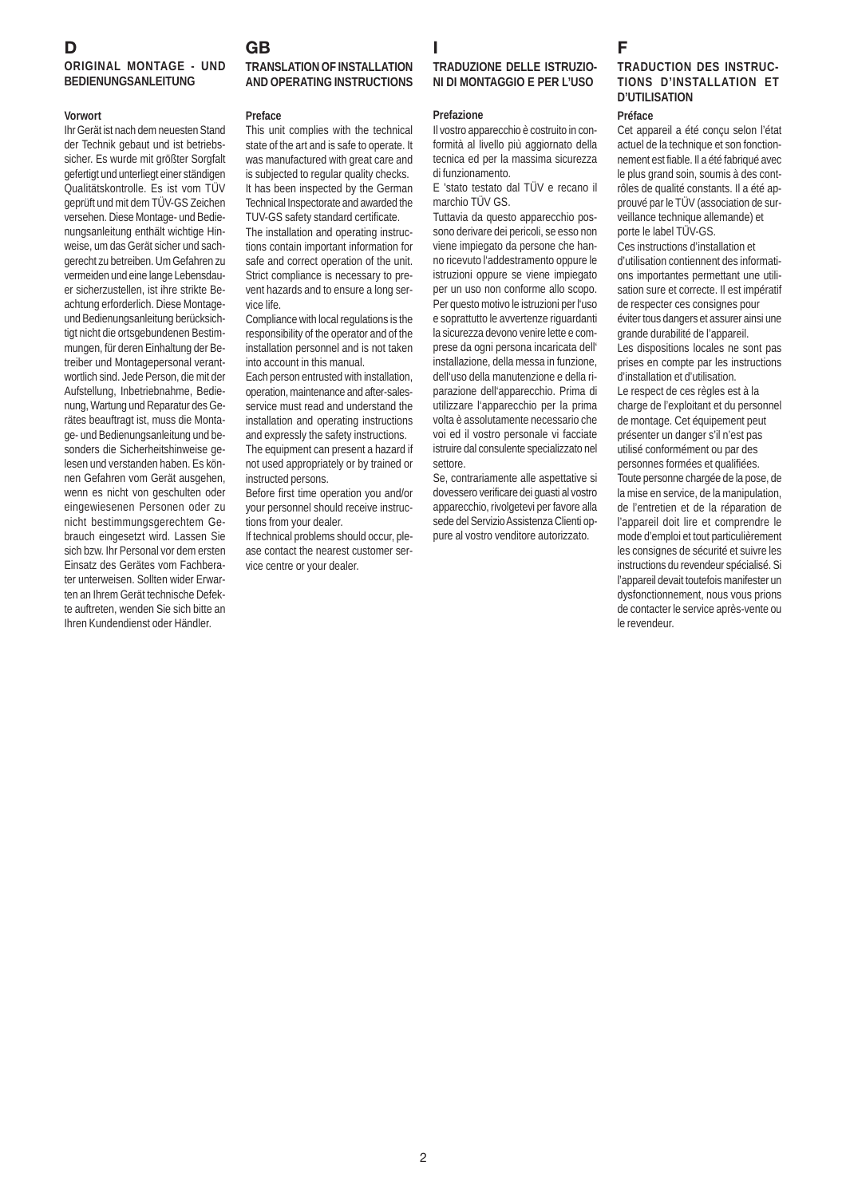# D

## ORIGINAL MONTAGE - UND BEDIENUNGSANLEITUNG

### Vorwort

Ihr Gerät ist nach dem neuesten Stand der Technik gebaut und ist betriebssicher. Es wurde mit größter Sorgfalt gefertigt und unterliegt einer ständigen Qualitätskontrolle. Es ist vom TÜV geprüft und mit dem TÜV-GS Zeichen versehen. Diese Montage- und Bedienungsanleitung enthält wichtige Hinweise, um das Gerät sicher und sachgerecht zu betreiben. Um Gefahren zu vermeiden und eine lange Lebensdauer sicherzustellen, ist ihre strikte Beachtung erforderlich. Diese Montage- und Bedienungsanleitung berücksichtigt nicht die ortsgebundenen Bestimmungen, für deren Einhaltung der Betreiber und Montagepersonal verantwortlich sind. Jede Person, die mit der Aufstellung, Inbetriebnahme, Bedienung, Wartung und Reparatur des Gerätes beauftragt ist, muss die Montage- und Bedienungsanleitung und besonders die Sicherheitshinweise gelesen und verstanden haben. Es können Gefahren vom Gerät ausgehen, wenn es nicht von geschulten oder eingewiesenen Personen oder zu nicht bestimmungsgerechtem Gebrauch eingesetzt wird. Lassen Sie sich bzw. Ihr Personal vor dem ersten Einsatz des Gerätes vom Fachberater unterweisen. Sollten wider Erwarten an Ihrem Gerät technische Defekte auftreten, wenden Sie sich bitte an Ihren Kundendienst oder Händler.

# GB

## TRANSLATION OF INSTALLATION AND OPERATING INSTRUCTIONS

### Preface

This unit complies with the technical state of the art and is safe to operate. It was manufactured with great care and is subjected to regular quality checks.
It has been inspected by the German Technical Inspectorate and awarded the TUV-GS safety standard certificate.
The installation and operating instructions contain important information for safe and correct operation of the unit. Strict compliance is necessary to prevent hazards and to ensure a long service life.
Compliance with local regulations is the responsibility of the operator and of the installation personnel and is not taken into account in this manual.
Each person entrusted with installation, operation, maintenance and after-sales-service must read and understand the installation and operating instructions and expressly the safety instructions.
The equipment can present a hazard if not used appropriately or by trained or instructed persons.
Before first time operation you and/or your personnel should receive instructions from your dealer.
If technical problems should occur, please contact the nearest customer service centre or your dealer.

# I

## TRADUZIONE DELLE ISTRUZIONI DI MONTAGGIO E PER L'USO

### Prefazione

Il vostro apparecchio è costruito in conformità al livello più aggiornato della tecnica ed per la massima sicurezza di funzionamento.
E 'stato testato dal TÜV e recano il marchio TÜV GS.
Tuttavia da questo apparecchio possono derivare dei pericoli, se esso non viene impiegato da persone che hanno ricevuto l'addestramento oppure le istruzioni oppure se viene impiegato per un uso non conforme allo scopo. Per questo motivo le istruzioni per l'uso e soprattutto le avvertenze riguardanti la sicurezza devono venire lette e comprese da ogni persona incaricata dell' installazione, della messa in funzione, dell'uso della manutenzione e della riparazione dell'apparecchio. Prima di utilizzare l'apparecchio per la prima volta è assolutamente necessario che voi ed il vostro personale vi facciate istruire dal consulente specializzato nel settore.
Se, contrariamente alle aspettative si dovessero verificare dei guasti al vostro apparecchio, rivolgetevi per favore alla sede del Servizio Assistenza Clienti oppure al vostro venditore autorizzato.

# F

## TRADUCTION DES INSTRUCTIONS D'INSTALLATION ET D'UTILISATION

### Préface

Cet appareil a été conçu selon l'état actuel de la technique et son fonctionnement est fiable. Il a été fabriqué avec le plus grand soin, soumis à des contrôles de qualité constants. Il a été approuvé par le TÜV (association de surveillance technique allemande) et porte le label TÜV-GS.
Ces instructions d'installation et d'utilisation contiennent des informations importantes permettant une utilisation sure et correcte. Il est impératif de respecter ces consignes pour éviter tous dangers et assurer ainsi une grande durabilité de l'appareil.
Les dispositions locales ne sont pas prises en compte par les instructions d'installation et d'utilisation.
Le respect de ces règles est à la charge de l'exploitant et du personnel de montage. Cet équipement peut présenter un danger s'il n'est pas utilisé conformément ou par des personnes formées et qualifiées.
Toute personne chargée de la pose, de la mise en service, de la manipulation, de l'entretien et de la réparation de l'appareil doit lire et comprendre le mode d'emploi et tout particulièrement les consignes de sécurité et suivre les instructions du revendeur spécialisé. Si l'appareil devait toutefois manifester un dysfonctionnement, nous vous prions de contacter le service après-vente ou le revendeur.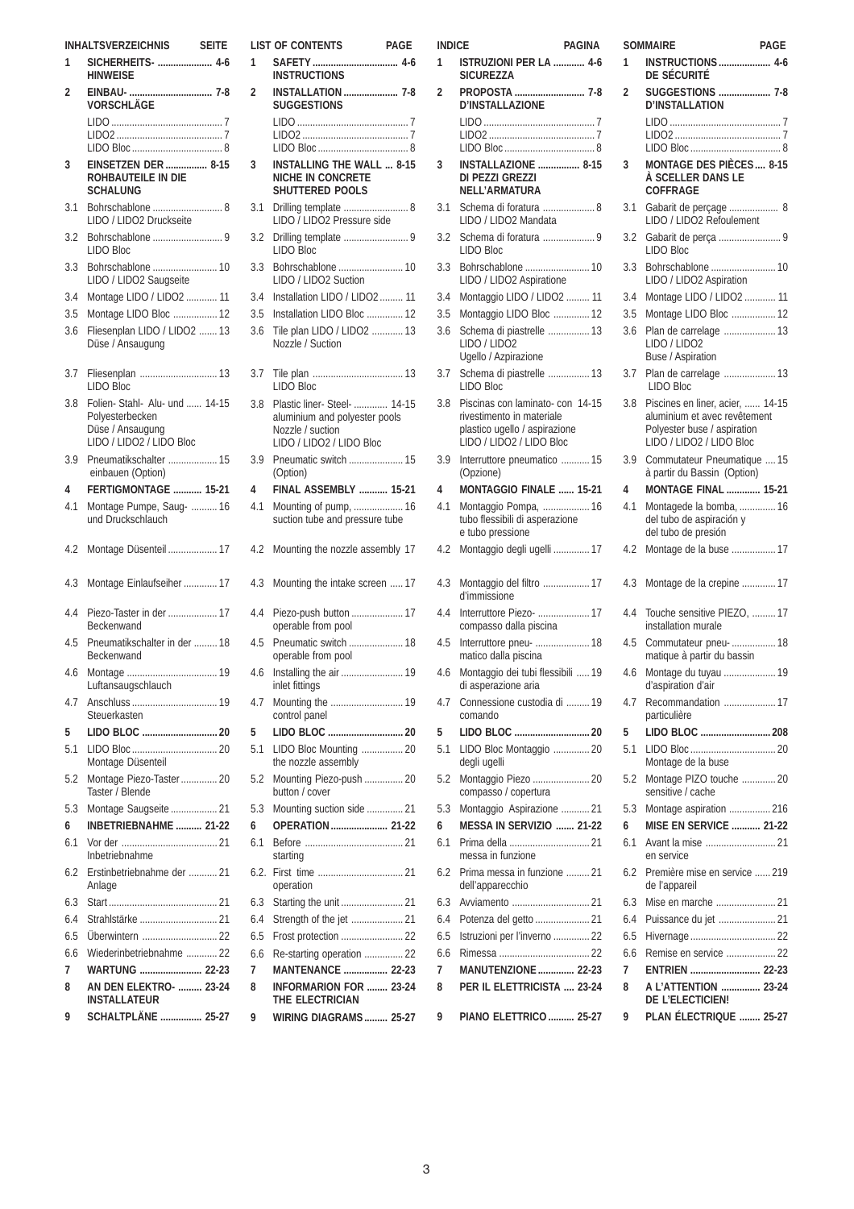| INHALTSVERZEICHNIS | | SEITE |
|---|---|---|
| 1 | SICHERHEITS- HINWEISE | 4-6 |
| 2 | EINBAU- VORSCHLÄGE | 7-8 |
| | LIDO | 7 |
| | LIDO2 | 7 |
| | LIDO Bloc | 8 |
| 3 | EINSETZEN DER ROHBAUTEILE IN DIE SCHALUNG | 8-15 |
| 3.1 | Bohrschablone LIDO / LIDO2 Druckseite | 8 |
| 3.2 | Bohrschablone LIDO Bloc | 9 |
| 3.3 | Bohrschablone LIDO / LIDO2 Saugseite | 10 |
| 3.4 | Montage LIDO / LIDO2 | 11 |
| 3.5 | Montage LIDO Bloc | 12 |
| 3.6 | Fliesenplan LIDO / LIDO2 Düse / Ansaugung | 13 |
| 3.7 | Fliesenplan LIDO Bloc | 13 |
| 3.8 | Folien- Stahl- Alu- und Polyesterbecken Düse / Ansaugung LIDO / LIDO2 / LIDO Bloc | 14-15 |
| 3.9 | Pneumatikschalter einbauen (Option) | 15 |
| 4 | FERTIGMONTAGE | 15-21 |
| 4.1 | Montage Pumpe, Saug- und Druckschlauch | 16 |
| 4.2 | Montage Düsenteil | 17 |
| 4.3 | Montage Einlaufseiher | 17 |
| 4.4 | Piezo-Taster in der Beckenwand | 17 |
| 4.5 | Pneumatikschalter in der Beckenwand | 18 |
| 4.6 | Montage Luftansaugschlauch | 19 |
| 4.7 | Anschluss Steuerkasten | 19 |
| 5 | LIDO BLOC | 20 |
| 5.1 | LIDO Bloc Montage Düsenteil | 20 |
| 5.2 | Montage Piezo-Taster Taster / Blende | 20 |
| 5.3 | Montage Saugseite | 21 |
| 6 | INBETRIEBNAHME | 21-22 |
| 6.1 | Vor der Inbetriebnahme | 21 |
| 6.2 | Erstinbetriebnahme der Anlage | 21 |
| 6.3 | Start | 21 |
| 6.4 | Strahlstärke | 21 |
| 6.5 | Überwintern | 22 |
| 6.6 | Wiederinbetriebnahme | 22 |
| 7 | WARTUNG | 22-23 |
| 8 | AN DEN ELEKTRO- INSTALLATEUR | 23-24 |
| 9 | SCHALTPLÄNE | 25-27 |

| LIST OF CONTENTS | | PAGE |
|---|---|---|
| 1 | SAFETY INSTRUCTIONS | 4-6 |
| 2 | INSTALLATION SUGGESTIONS | 7-8 |
| | LIDO | 7 |
| | LIDO2 | 7 |
| | LIDO Bloc | 8 |
| 3 | INSTALLING THE WALL NICHE IN CONCRETE SHUTTERED POOLS | 8-15 |
| 3.1 | Drilling template LIDO / LIDO2 Pressure side | 8 |
| 3.2 | Drilling template LIDO Bloc | 9 |
| 3.3 | Bohrschablone LIDO / LIDO2 Suction | 10 |
| 3.4 | Installation LIDO / LIDO2 | 11 |
| 3.5 | Installation LIDO Bloc | 12 |
| 3.6 | Tile plan LIDO / LIDO2 Nozzle / Suction | 13 |
| 3.7 | Tile plan LIDO Bloc | 13 |
| 3.8 | Plastic liner- Steel- aluminium and polyester pools Nozzle / suction LIDO / LIDO2 / LIDO Bloc | 14-15 |
| 3.9 | Pneumatic switch (Option) | 15 |
| 4 | FINAL ASSEMBLY | 15-21 |
| 4.1 | Mounting of pump, suction tube and pressure tube | 16 |
| 4.2 | Mounting the nozzle assembly | 17 |
| 4.3 | Mounting the intake screen | 17 |
| 4.4 | Piezo-push button operable from pool | 17 |
| 4.5 | Pneumatic switch operable from pool | 18 |
| 4.6 | Installing the air inlet fittings | 19 |
| 4.7 | Mounting the control panel | 19 |
| 5 | LIDO BLOC | 20 |
| 5.1 | LIDO Bloc Mounting the nozzle assembly | 20 |
| 5.2 | Mounting Piezo-push button / cover | 20 |
| 5.3 | Mounting suction side | 21 |
| 6 | OPERATION | 21-22 |
| 6.1 | Before starting | 21 |
| 6.2. | First time operation | 21 |
| 6.3 | Starting the unit | 21 |
| 6.4 | Strength of the jet | 21 |
| 6.5 | Frost protection | 22 |
| 6.6 | Re-starting operation | 22 |
| 7 | MANTENANCE | 22-23 |
| 8 | INFORMARION FOR THE ELECTRICIAN | 23-24 |
| 9 | WIRING DIAGRAMS | 25-27 |

| INDICE | | PAGINA |
|---|---|---|
| 1 | ISTRUZIONI PER LA SICUREZZA | 4-6 |
| 2 | PROPOSTA D'INSTALLAZIONE | 7-8 |
| | LIDO | 7 |
| | LIDO2 | 7 |
| | LIDO Bloc | 8 |
| 3 | INSTALLAZIONE DI PEZZI GREZZI NELL'ARMATURA | 8-15 |
| 3.1 | Schema di foratura LIDO / LIDO2 Mandata | 8 |
| 3.2 | Schema di foratura LIDO Bloc | 9 |
| 3.3 | Bohrschablone LIDO / LIDO2 Aspiratione | 10 |
| 3.4 | Montaggio LIDO / LIDO2 | 11 |
| 3.5 | Montaggio LIDO Bloc | 12 |
| 3.6 | Schema di piastrelle LIDO / LIDO2 Ugello / Azpirazione | 13 |
| 3.7 | Schema di piastrelle LIDO Bloc | 13 |
| 3.8 | Piscinas con laminato- con rivestimento in materiale plastico ugello / aspirazione LIDO / LIDO2 / LIDO Bloc | 14-15 |
| 3.9 | Interruttore pneumatico (Opzione) | 15 |
| 4 | MONTAGGIO FINALE | 15-21 |
| 4.1 | Montaggio Pompa, tubo flessibili di asperazione e tubo pressione | 16 |
| 4.2 | Montaggio degli ugelli | 17 |
| 4.3 | Montaggio del filtro d'immissione | 17 |
| 4.4 | Interruttore Piezo- compasso dalla piscina | 17 |
| 4.5 | Interruttore pneu- matico dalla piscina | 18 |
| 4.6 | Montaggio dei tubi flessibili di asperazione aria | 19 |
| 4.7 | Connessione custodia di comando | 19 |
| 5 | LIDO BLOC | 20 |
| 5.1 | LIDO Bloc Montaggio degli ugelli | 20 |
| 5.2 | Montaggio Piezo compasso / copertura | 20 |
| 5.3 | Montaggio Aspirazione | 21 |
| 6 | MESSA IN SERVIZIO | 21-22 |
| 6.1 | Prima della messa in funzione | 21 |
| 6.2 | Prima messa in funzione dell'apparecchio | 21 |
| 6.3 | Avviamento | 21 |
| 6.4 | Potenza del getto | 21 |
| 6.5 | Istruzioni per l'inverno | 22 |
| 6.6 | Rimessa | 22 |
| 7 | MANUTENZIONE | 22-23 |
| 8 | PER IL ELETTRICISTA | 23-24 |
| 9 | PIANO ELETTRICO | 25-27 |

| SOMMAIRE | | PAGE |
|---|---|---|
| 1 | INSTRUCTIONS DE SÉCURITÉ | 4-6 |
| 2 | SUGGESTIONS D'INSTALLATION | 7-8 |
| | LIDO | 7 |
| | LIDO2 | 7 |
| | LIDO Bloc | 8 |
| 3 | MONTAGE DES PIÈCES À SCELLER DANS LE COFFRAGE | 8-15 |
| 3.1 | Gabarit de perçage LIDO / LIDO2 Refoulement | 8 |
| 3.2 | Gabarit de perça LIDO Bloc | 9 |
| 3.3 | Bohrschablone LIDO / LIDO2 Aspiration | 10 |
| 3.4 | Montage LIDO / LIDO2 | 11 |
| 3.5 | Montage LIDO Bloc | 12 |
| 3.6 | Plan de carrelage LIDO / LIDO2 Buse / Aspiration | 13 |
| 3.7 | Plan de carrelage LIDO Bloc | 13 |
| 3.8 | Piscines en liner, acier, aluminium et avec revêtement Polyester buse / aspiration LIDO / LIDO2 / LIDO Bloc | 14-15 |
| 3.9 | Commutateur Pneumatique à partir du Bassin (Option) | 15 |
| 4 | MONTAGE FINAL | 15-21 |
| 4.1 | Montagede la bomba, del tubo de aspiración y del tubo de presión | 16 |
| 4.2 | Montage de la buse | 17 |
| 4.3 | Montage de la crepine | 17 |
| 4.4 | Touche sensitive PIEZO, installation murale | 17 |
| 4.5 | Commutateur pneu- matique à partir du bassin | 18 |
| 4.6 | Montage du tuyau d'aspiration d'air | 19 |
| 4.7 | Recommandation particulière | 17 |
| 5 | LIDO BLOC | 208 |
| 5.1 | LIDO Bloc Montage de la buse | 20 |
| 5.2 | Montage PIZO touche sensitive / cache | 20 |
| 5.3 | Montage aspiration | 216 |
| 6 | MISE EN SERVICE | 21-22 |
| 6.1 | Avant la mise en service | 21 |
| 6.2 | Première mise en service de l'appareil | 219 |
| 6.3 | Mise en marche | 21 |
| 6.4 | Puissance du jet | 21 |
| 6.5 | Hivernage | 22 |
| 6.6 | Remise en service | 22 |
| 7 | ENTRIEN | 22-23 |
| 8 | A L'ATTENTION DE L'ELECTICIEN! | 23-24 |
| 9 | PLAN ÉLECTRIQUE | 25-27 |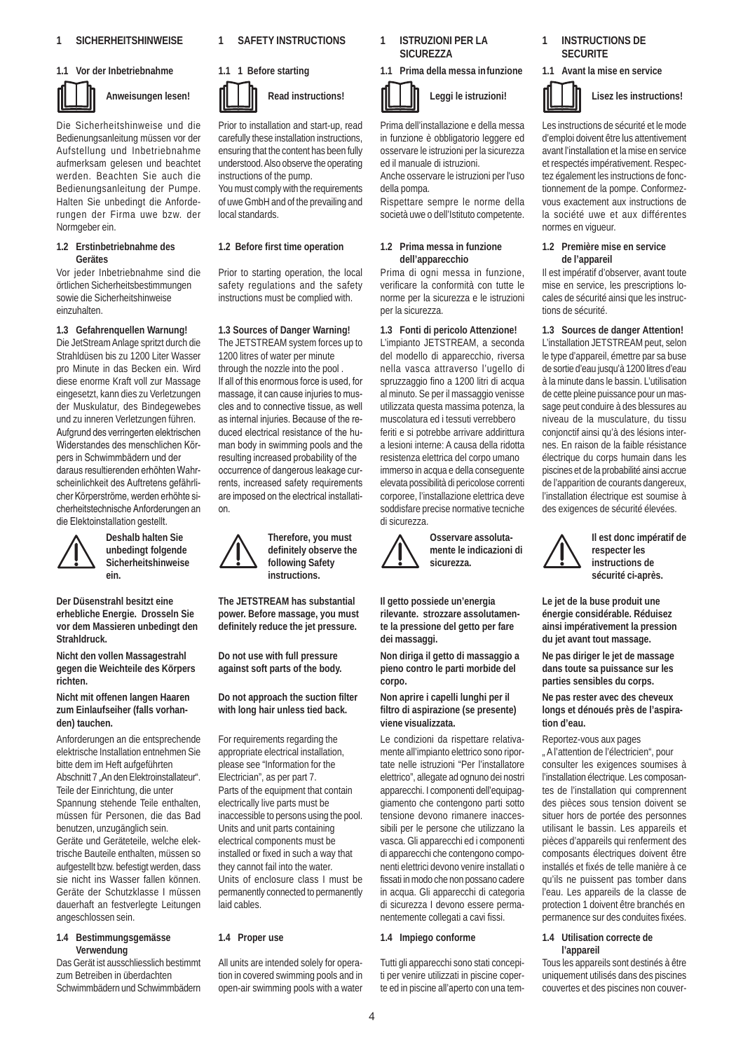## 1 SICHERHEITSHINWEISE

### 1.1 Vor der Inbetriebnahme

**Anweisungen lesen!**

Die Sicherheitshinweise und die Bedienungsanleitung müssen vor der Aufstellung und Inbetriebnahme aufmerksam gelesen und beachtet werden. Beachten Sie auch die Bedienungsanleitung der Pumpe. Halten Sie unbedingt die Anforderungen der Firma uwe bzw. der Normgeber ein.

### 1.2 Erstinbetriebnahme des Gerätes

Vor jeder Inbetriebnahme sind die örtlichen Sicherheitsbestimmungen sowie die Sicherheitshinweise einzuhalten.

### 1.3 Gefahrenquellen Warnung!

Die JetStream Anlage spritzt durch die Strahldüsen bis zu 1200 Liter Wasser pro Minute in das Becken ein. Wird diese enorme Kraft voll zur Massage eingesetzt, kann dies zu Verletzungen der Muskulatur, des Bindegewebes und zu inneren Verletzungen führen. Aufgrund des verringerten elektrischen Widerstandes des menschlichen Körpers in Schwimmbädern und der daraus resultierenden erhöhten Wahrscheinlichkeit des Auftretens gefährlicher Körperströme, werden erhöhte sicherheitstechnische Anforderungen an die Elektoinstallation gestellt.

**Deshalb halten Sie unbedingt folgende Sicherheitshinweise ein.**

**Der Düsenstrahl besitzt eine erhebliche Energie. Drosseln Sie vor dem Massieren unbedingt den Strahldruck.**

**Nicht den vollen Massagestrahl gegen die Weichteile des Körpers richten.**

**Nicht mit offenen langen Haaren zum Einlaufseiher (falls vorhanden) tauchen.**

Anforderungen an die entsprechende elektrische Installation entnehmen Sie bitte dem im Heft aufgeführten Abschnitt 7 „An den Elektroinstallateur". Teile der Einrichtung, die unter Spannung stehende Teile enthalten, müssen für Personen, die das Bad benutzen, unzugänglich sein. Geräte und Geräteteile, welche elektrische Bauteile enthalten, müssen so aufgestellt bzw. befestigt werden, dass sie nicht ins Wasser fallen können. Geräte der Schutzklasse I müssen dauerhaft an festverlegte Leitungen angeschlossen sein.

### 1.4 Bestimmungsgemässe Verwendung

Das Gerät ist ausschliesslich bestimmt zum Betreiben in überdachten Schwimmbädern und Schwimmbädern

## 1 SAFETY INSTRUCTIONS

### 1.1 1 Before starting

**Read instructions!**

Prior to installation and start-up, read carefully these installation instructions, ensuring that the content has been fully understood. Also observe the operating instructions of the pump.
You must comply with the requirements of uwe GmbH and of the prevailing and local standards.

### 1.2 Before first time operation

Prior to starting operation, the local safety regulations and the safety instructions must be complied with.

### 1.3 Sources of Danger Warning!

The JETSTREAM system forces up to 1200 litres of water per minute through the nozzle into the pool .
If all of this enormous force is used, for massage, it can cause injuries to muscles and to connective tissue, as well as internal injuries. Because of the reduced electrical resistance of the human body in swimming pools and the resulting increased probability of the occurrence of dangerous leakage currents, increased safety requirements are imposed on the electrical installation.

**Therefore, you must definitely observe the following Safety instructions.**

**The JETSTREAM has substantial power. Before massage, you must definitely reduce the jet pressure.**

**Do not use with full pressure against soft parts of the body.**

**Do not approach the suction filter with long hair unless tied back.**

For requirements regarding the appropriate electrical installation, please see "Information for the Electrician", as per part 7.
Parts of the equipment that contain electrically live parts must be inaccessible to persons using the pool. Units and unit parts containing electrical components must be installed or fixed in such a way that they cannot fail into the water.
Units of enclosure class I must be permanently connected to permanently laid cables.

### 1.4 Proper use

All units are intended solely for operation in covered swimming pools and in open-air swimming pools with a water

## 1 ISTRUZIONI PER LA SICUREZZA

### 1.1 Prima della messa infunzione

**Leggi le istruzioni!**

Prima dell'installazione e della messa in funzione è obbligatorio leggere ed osservare le istruzioni per la sicurezza ed il manuale di istruzioni.
Anche osservare le istruzioni per l'uso della pompa.
Rispettare sempre le norme della società uwe o dell'Istituto competente.

### 1.2 Prima messa in funzione dell'apparecchio

Prima di ogni messa in funzione, verificare la conformità con tutte le norme per la sicurezza e le istruzioni per la sicurezza.

### 1.3 Fonti di pericolo Attenzione!

L'impianto JETSTREAM, a seconda del modello di apparecchio, riversa nella vasca attraverso l'ugello di spruzzaggio fino a 1200 litri di acqua al minuto. Se per il massaggio venisse utilizzata questa massima potenza, la muscolatura ed i tessuti verrebbero feriti e si potrebbe arrivare addirittura a lesioni interne: A causa della ridotta resistenza elettrica del corpo umano immerso in acqua e della conseguente elevata possibilità di pericolose correnti corporee, l'installazione elettrica deve soddisfare precise normative tecniche di sicurezza.

**Osservare assolutamente le indicazioni di sicurezza.**

**Il getto possiede un'energia rilevante. strozzare assolutamente la pressione del getto per fare dei massaggi.**

**Non diriga il getto di massaggio a pieno contro le parti morbide del corpo.**

**Non aprire i capelli lunghi per il filtro di aspirazione (se presente) viene visualizzata.**

Le condizioni da rispettare relativamente all'impianto elettrico sono riportate nelle istruzioni "Per l'installatore elettrico", allegate ad ognuno dei nostri apparecchi. I componenti dell'equipaggiamento che contengono parti sotto tensione devono rimanere inaccessibili per le persone che utilizzano la vasca. Gli apparecchi ed i componenti di apparecchi che contengono componenti elettrici devono venire installati o fissati in modo che non possano cadere in acqua. Gli apparecchi di categoria di sicurezza I devono essere permanentemente collegati a cavi fissi.

### 1.4 Impiego conforme

Tutti gli apparecchi sono stati concepiti per venire utilizzati in piscine coperte ed in piscine all'aperto con una tem-

## 1 INSTRUCTIONS DE SECURITE

### 1.1 Avant la mise en service

**Lisez les instructions!**

Les instructions de sécurité et le mode d'emploi doivent être lus attentivement avant l'installation et la mise en service et respectés impérativement. Respectez également les instructions de fonctionnement de la pompe. Conformezvous exactement aux instructions de la société uwe et aux différentes normes en vigueur.

### 1.2 Première mise en service de l'appareil

Il est impératif d'observer, avant toute mise en service, les prescriptions locales de sécurité ainsi que les instructions de sécurité.

### 1.3 Sources de danger Attention!

L'installation JETSTREAM peut, selon le type d'appareil, émettre par sa buse de sortie d'eau jusqu'à 1200 litres d'eau à la minute dans le bassin. L'utilisation de cette pleine puissance pour un massage peut conduire à des blessures au niveau de la musculature, du tissu conjonctif ainsi qu'à des lésions internes. En raison de la faible résistance électrique du corps humain dans les piscines et de la probabilité ainsi accrue de l'apparition de courants dangereux, l'installation électrique est soumise à des exigences de sécurité élevées.

**Il est donc impératif de respecter les instructions de sécurité ci-après.**

**Le jet de la buse produit une énergie considérable. Réduisez ainsi impérativement la pression du jet avant tout massage.**

**Ne pas diriger le jet de massage dans toute sa puissance sur les parties sensibles du corps.**

**Ne pas rester avec des cheveux longs et dénoués près de l'aspiration d'eau.**

Reportez-vous aux pages „A l'attention de l'électricien", pour consulter les exigences soumises à l'installation électrique. Les composantes de l'installation qui comprennent des pièces sous tension doivent se situer hors de portée des personnes utilisant le bassin. Les appareils et pièces d'appareils qui renferment des composants électriques doivent être installés et fixés de telle manière à ce qu'ils ne puissent pas tomber dans l'eau. Les appareils de la classe de protection 1 doivent être branchés en permanence sur des conduites fixées.

### 1.4 Utilisation correcte de l'appareil

Tous les appareils sont destinés à être uniquement utilisés dans des piscines couvertes et des piscines non couver-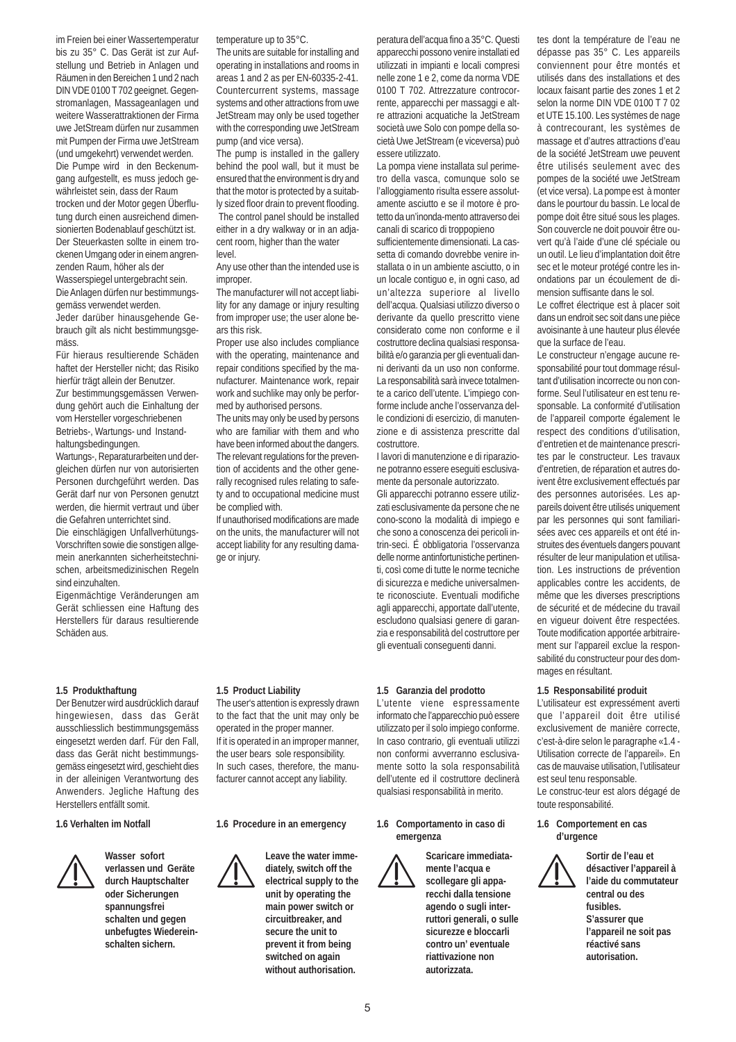im Freien bei einer Wassertemperatur bis zu 35° C. Das Gerät ist zur Aufstellung und Betrieb in Anlagen und Räumen in den Bereichen 1 und 2 nach DIN VDE 0100 T 702 geeignet. Gegenstromanlagen, Massageanlagen und weitere Wasserattraktionen der Firma uwe JetStream dürfen nur zusammen mit Pumpen der Firma uwe JetStream (und umgekehrt) verwendet werden. Die Pumpe wird in den Beckenumgang aufgestellt, es muss jedoch gewährleistet sein, dass der Raum trocken und der Motor gegen Überflutung durch einen ausreichend dimensionierten Bodenablauf geschützt ist. Der Steuerkasten sollte in einem trockenen Umgang oder in einem angrenzenden Raum, höher als der Wasserspiegel untergebracht sein. Die Anlagen dürfen nur bestimmungsgemäss verwendet werden.

Jeder darüber hinausgehende Gebrauch gilt als nicht bestimmungsgemäss.

Für hieraus resultierende Schäden haftet der Hersteller nicht; das Risiko hierfür trägt allein der Benutzer.

Zur bestimmungsgemässen Verwendung gehört auch die Einhaltung der vom Hersteller vorgeschriebenen Betriebs-, Wartungs- und Instandhaltungsbedingungen.

Wartungs-, Reparaturarbeiten und dergleichen dürfen nur von autorisierten Personen durchgeführt werden. Das Gerät darf nur von Personen genutzt werden, die hiermit vertraut und über die Gefahren unterrichtet sind.

Die einschlägigen Unfallverhütungs-Vorschriften sowie die sonstigen allgemein anerkannten sicherheitstechnischen, arbeitsmedizinischen Regeln sind einzuhalten.

Eigenmächtige Veränderungen am Gerät schliessen eine Haftung des Herstellers für daraus resultierende Schäden aus.

**1.5 Produkthaftung**

Der Benutzer wird ausdrücklich darauf hingewiesen, dass das Gerät ausschliesslich bestimmungsgemäss eingesetzt werden darf. Für den Fall, dass das Gerät nicht bestimmungsgemäss eingesetzt wird, geschieht dies in der alleinigen Verantwortung des Anwenders. Jegliche Haftung des Herstellers entfällt somit.

**1.6 Verhalten im Notfall**

**Wasser sofort verlassen und Geräte durch Hauptschalter oder Sicherungen spannungsfrei schalten und gegen unbefugtes Wiedereinschalten sichern.**

temperature up to 35°C.

The units are suitable for installing and operating in installations and rooms in areas 1 and 2 as per EN-60335-2-41. Countercurrent systems, massage systems and other attractions from uwe JetStream may only be used together with the corresponding uwe JetStream pump (and vice versa).

The pump is installed in the gallery behind the pool wall, but it must be ensured that the environment is dry and that the motor is protected by a suitably sized floor drain to prevent flooding. The control panel should be installed either in a dry walkway or in an adjacent room, higher than the water level.

Any use other than the intended use is improper.

The manufacturer will not accept liability for any damage or injury resulting from improper use; the user alone bears this risk.

Proper use also includes compliance with the operating, maintenance and repair conditions specified by the manufacturer. Maintenance work, repair work and suchlike may only be performed by authorised persons.

The units may only be used by persons who are familiar with them and who have been informed about the dangers. The relevant regulations for the prevention of accidents and the other generally recognised rules relating to safety and to occupational medicine must be complied with.

If unauthorised modifications are made on the units, the manufacturer will not accept liability for any resulting damage or injury.

**1.5 Product Liability**

The user's attention is expressly drawn to the fact that the unit may only be operated in the proper manner.

If it is operated in an improper manner, the user bears sole responsibility.

In such cases, therefore, the manufacturer cannot accept any liability.

**1.6 Procedure in an emergency**

**Leave the water immediately, switch off the electrical supply to the unit by operating the main power switch or circuitbreaker, and secure the unit to prevent it from being switched on again without authorisation.**

peratura dell'acqua fino a 35°C. Questi apparecchi possono venire installati ed utilizzati in impianti e locali compresi nelle zone 1 e 2, come da norma VDE 0100 T 702. Attrezzature controcorrente, apparecchi per massaggi e altre attrazioni acquatiche la JetStream società uwe Solo con pompe della società Uwe JetStream (e viceversa) può essere utilizzato.

La pompa viene installata sul perimetro della vasca, comunque solo se l'alloggiamento risulta essere assolutamente asciutto e se il motore è protetto da un'inonda-mento attraverso dei canali di scarico di troppopieno sufficientemente dimensionati. La cassetta di comando dovrebbe venire installata o in un ambiente asciutto, o in un locale contiguo e, in ogni caso, ad un'altezza superiore al livello dell'acqua. Qualsiasi utilizzo diverso o derivante da quello prescritto viene considerato come non conforme e il costruttore declina qualsiasi responsabilità e/o garanzia per gli eventuali danni derivanti da un uso non conforme. La responsabilità sarà invece totalmente a carico dell'utente. L'impiego conforme include anche l'osservanza delle condizioni di esercizio, di manutenzione e di assistenza prescritte dal costruttore.

I lavori di manutenzione e di riparazione potranno essere eseguiti esclusivamente da personale autorizzato.

Gli apparecchi potranno essere utilizzati esclusivamente da persone che ne cono-scono la modalità di impiego e che sono a conoscenza dei pericoli intrin-seci. É obbligatoria l'osservanza delle norme antinfortunistiche pertinenti, così come di tutte le norme tecniche di sicurezza e mediche universalmente riconosciute. Eventuali modifiche agli apparecchi, apportate dall'utente, escludono qualsiasi genere di garanzia e responsabilità del costruttore per gli eventuali conseguenti danni.

**1.5 Garanzia del prodotto**

L'utente viene espressamente informato che l'apparecchio può essere utilizzato per il solo impiego conforme. In caso contrario, gli eventuali utilizzi non conformi avverranno esclusivamente sotto la sola responsabilità dell'utente ed il costruttore declinerà qualsiasi responsabilità in merito.

**1.6 Comportamento in caso di emergenza**

**Scaricare immediatamente l'acqua e scollegare gli apparecchi dalla tensione agendo o sugli interruttori generali, o sulle sicurezze e bloccarli contro un' eventuale riattivazione non autorizzata.**

tes dont la température de l'eau ne dépasse pas 35° C. Les appareils conviennent pour être montés et utilisés dans des installations et des locaux faisant partie des zones 1 et 2 selon la norme DIN VDE 0100 T 7 02 et UTE 15.100. Les systèmes de nage à contrecourant, les systèmes de massage et d'autres attractions d'eau de la société JetStream uwe peuvent être utilisés seulement avec des pompes de la société uwe JetStream (et vice versa). La pompe est à monter dans le pourtour du bassin. Le local de pompe doit être situé sous les plages. Son couvercle ne doit pouvoir être ouvert qu'à l'aide d'une clé spéciale ou un outil. Le lieu d'implantation doit être sec et le moteur protégé contre les inondations par un écoulement de dimension suffisante dans le sol.

Le coffret électrique est à placer soit dans un endroit sec soit dans une pièce avoisinante à une hauteur plus élevée que la surface de l'eau.

Le constructeur n'engage aucune responsabilité pour tout dommage résultant d'utilisation incorrecte ou non conforme. Seul l'utilisateur en est tenu responsable. La conformité d'utilisation de l'appareil comporte également le respect des conditions d'utilisation, d'entretien et de maintenance prescrites par le constructeur. Les travaux d'entretien, de réparation et autres doivent être exclusivement effectués par des personnes autorisées. Les appareils doivent être utilisés uniquement par les personnes qui sont familiarisées avec ces appareils et ont été instruites des éventuels dangers pouvant résulter de leur manipulation et utilisation. Les instructions de prévention applicables contre les accidents, de même que les diverses prescriptions de sécurité et de médecine du travail en vigueur doivent être respectées. Toute modification apportée arbitrairement sur l'appareil exclue la responsabilité du constructeur pour des dommages en résultant.

**1.5 Responsabilité produit**

L'utilisateur est expressément averti que l'appareil doit être utilisé exclusivement de manière correcte, c'est-à-dire selon le paragraphe «1.4 - Utilisation correcte de l'appareil». En cas de mauvaise utilisation, l'utilisateur est seul tenu responsable.

Le construc-teur est alors dégagé de toute responsabilité.

**1.6 Comportement en cas d'urgence**

**Sortir de l'eau et désactiver l'appareil à l'aide du commutateur central ou des fusibles. S'assurer que l'appareil ne soit pas réactivé sans autorisation.**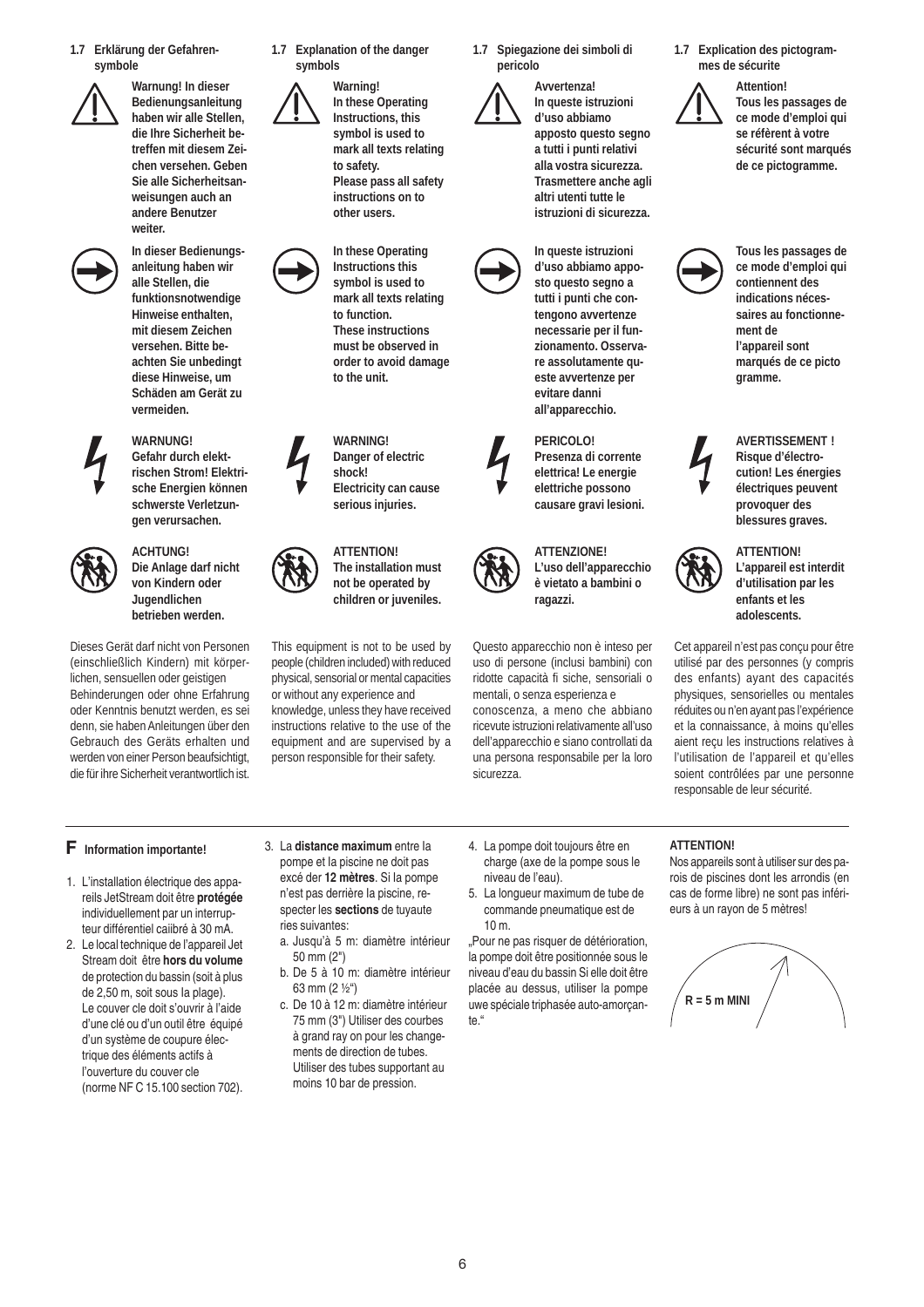### 1.7 Erklärung der Gefahrensymbole

**Warnung! In dieser Bedienungsanleitung haben wir alle Stellen, die Ihre Sicherheit betreffen mit diesem Zeichen versehen. Geben Sie alle Sicherheitsanweisungen auch an andere Benutzer weiter.**

**In dieser Bedienungsanleitung haben wir alle Stellen, die funktionsnotwendige Hinweise enthalten, mit diesem Zeichen versehen. Bitte beachten Sie unbedingt diese Hinweise, um Schäden am Gerät zu vermeiden.**

**WARNUNG!**
**Gefahr durch elektrischen Strom! Elektrische Energien können schwerste Verletzungen verursachen.**

**ACHTUNG!**
**Die Anlage darf nicht von Kindern oder Jugendlichen betrieben werden.**

Dieses Gerät darf nicht von Personen (einschließlich Kindern) mit körperlichen, sensuellen oder geistigen Behinderungen oder ohne Erfahrung oder Kenntnis benutzt werden, es sei denn, sie haben Anleitungen über den Gebrauch des Geräts erhalten und werden von einer Person beaufsichtigt, die für ihre Sicherheit verantwortlich ist.

### 1.7 Explanation of the danger symbols

**Warning!**
**In these Operating Instructions, this symbol is used to mark all texts relating to safety.**
**Please pass all safety instructions on to other users.**

**In these Operating Instructions this symbol is used to mark all texts relating to function.**
**These instructions must be observed in order to avoid damage to the unit.**

**WARNING!**
**Danger of electric shock!**
**Electricity can cause serious injuries.**

**ATTENTION!**
**The installation must not be operated by children or juveniles.**

This equipment is not to be used by people (children included) with reduced physical, sensorial or mental capacities or without any experience and knowledge, unless they have received instructions relative to the use of the equipment and are supervised by a person responsible for their safety.

### 1.7 Spiegazione dei simboli di pericolo

**Avvertenza!**
**In queste istruzioni d'uso abbiamo apposto questo segno a tutti i punti relativi alla vostra sicurezza. Trasmettere anche agli altri utenti tutte le istruzioni di sicurezza.**

**In queste istruzioni d'uso abbiamo apposto questo segno a tutti i punti che contengono avvertenze necessarie per il funzionamento. Osservare assolutamente queste avvertenze per evitare danni all'apparecchio.**

**PERICOLO!**
**Presenza di corrente elettrica! Le energie elettriche possono causare gravi lesioni.**

**ATTENZIONE!**
**L'uso dell'apparecchio è vietato a bambini o ragazzi.**

Questo apparecchio non è inteso per uso di persone (inclusi bambini) con ridotte capacità fi siche, sensoriali o mentali, o senza esperienza e conoscenza, a meno che abbiano ricevute istruzioni relativamente all'uso dell'apparecchio e siano controllati da una persona responsabile per la loro sicurezza.

### 1.7 Explication des pictogrammes de sécurite

**Attention!**
**Tous les passages de ce mode d'emploi qui se réfèrent à votre sécurité sont marqués de ce pictogramme.**

**Tous les passages de ce mode d'emploi qui contiennent des indications nécessaires au fonctionnement de l'appareil sont marqués de ce picto gramme.**

**AVERTISSEMENT !**
**Risque d'électrocution! Les énergies électriques peuvent provoquer des blessures graves.**

**ATTENTION!**
**L'appareil est interdit d'utilisation par les enfants et les adolescents.**

Cet appareil n'est pas conçu pour être utilisé par des personnes (y compris des enfants) ayant des capacités physiques, sensorielles ou mentales réduites ou n'en ayant pas l'expérience et la connaissance, à moins qu'elles aient reçu les instructions relatives à l'utilisation de l'appareil et qu'elles soient contrôlées par une personne responsable de leur sécurité.

---

## F Information importante!

1. L'installation électrique des appareils JetStream doit être **protégée** individuellement par un interrupteur différentiel caiibré à 30 mA.
2. Le local technique de l'appareil Jet Stream doit être **hors du volume** de protection du bassin (soit à plus de 2,50 m, soit sous la plage). Le couver cle doit s'ouvrir à l'aide d'une clé ou d'un outil être équipé d'un système de coupure électrique des éléments actifs à l'ouverture du couver cle (norme NF C 15.100 section 702).
3. La **distance maximum** entre la pompe et la piscine ne doit pas excé der **12 mètres**. Si la pompe n'est pas derrière la piscine, respecter les **sections** de tuyaute ries suivantes:
   a. Jusqu'à 5 m: diamètre intérieur 50 mm (2")
   b. De 5 à 10 m: diamètre intérieur 63 mm (2 ½")
   c. De 10 à 12 m: diamètre intérieur 75 mm (3") Utiliser des courbes à grand ray on pour les changements de direction de tubes. Utiliser des tubes supportant au moins 10 bar de pression.
4. La pompe doit toujours être en charge (axe de la pompe sous le niveau de l'eau).
5. La longueur maximum de tube de commande pneumatique est de 10 m.

„Pour ne pas risquer de détérioration, la pompe doit être positionnée sous le niveau d'eau du bassin Si elle doit être placée au dessus, utiliser la pompe uwe spéciale triphasée auto-amorçante."

**ATTENTION!**

Nos appareils sont à utiliser sur des parois de piscines dont les arrondis (en cas de forme libre) ne sont pas inférieurs à un rayon de 5 mètres!

**R = 5 m MINI**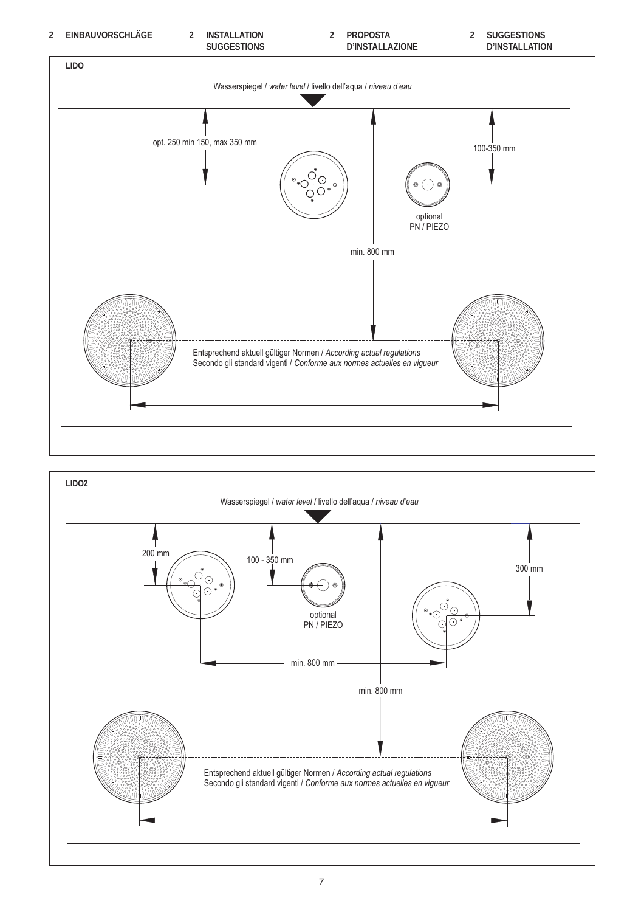## 2 EINBAUVORSCHLÄGE | 2 INSTALLATION SUGGESTIONS | 2 PROPOSTA D'INSTALLAZIONE | 2 SUGGESTIONS D'INSTALLATION

### LIDO

Wasserspiegel / *water level* / livello dell'aqua / *niveau d'eau*

opt. 250 min 150, max 350 mm

100-350 mm

optional
PN / PIEZO

min. 800 mm

Entsprechend aktuell gültiger Normen / *According actual regulations*
Secondo gli standard vigenti / *Conforme aux normes actuelles en vigueur*

### LIDO2

Wasserspiegel / *water level* / livello dell'aqua / *niveau d'eau*

200 mm

100 - 350 mm

300 mm

optional
PN / PIEZO

min. 800 mm

min. 800 mm

Entsprechend aktuell gültiger Normen / *According actual regulations*
Secondo gli standard vigenti / *Conforme aux normes actuelles en vigueur*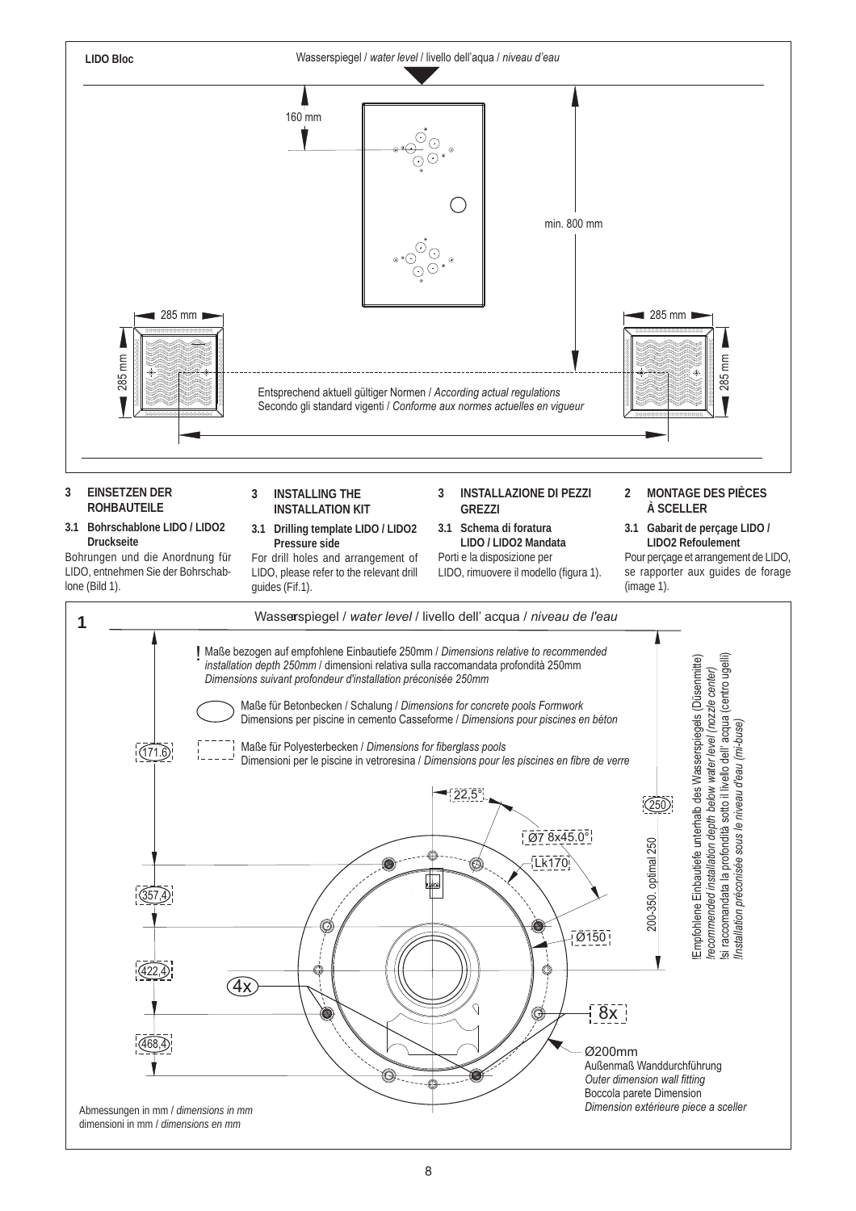**LIDO Bloc**

Wasserspiegel / *water level* / livello dell'aqua / *niveau d'eau*

160 mm

min. 800 mm

285 mm

285 mm

285 mm

285 mm

Entsprechend aktuell gültiger Normen / *According actual regulations*
Secondo gli standard vigenti / *Conforme aux normes actuelles en vigueur*

### 3 EINSETZEN DER ROHBAUTEILE

**3.1 Bohrschablone LIDO / LIDO2 Druckseite**

Bohrungen und die Anordnung für LIDO, entnehmen Sie der Bohrschablone (Bild 1).

### 3 INSTALLING THE INSTALLATION KIT

**3.1 Drilling template LIDO / LIDO2 Pressure side**

For drill holes and arrangement of LIDO, please refer to the relevant drill guides (Fif.1).

### 3 INSTALLAZIONE DI PEZZI GREZZI

**3.1 Schema di foratura LIDO / LIDO2 Mandata**

Porti e la disposizione per LIDO, rimuovere il modello (figura 1).

### 2 MONTAGE DES PIÈCES À SCELLER

**3.1 Gabarit de perçage LIDO / LIDO2 Refoulement**

Pour perçage et arrangement de LIDO, se rapporter aux guides de forage (image 1).

**1**

Wasserspiegel / *water level* / livello dell' acqua / *niveau de l'eau*

! Maße bezogen auf empfohlene Einbautiefe 250mm / *Dimensions relative to recommended installation depth 250mm* / dimensioni relativa sulla raccomandata profondità 250mm
*Dimensions suivant profondeur d'installation préconisée 250mm*

Maße für Betonbecken / Schalung / *Dimensions for concrete pools Formwork*
Dimensions per piscine in cemento Casseforme / *Dimensions pour piscines en béton*

Maße für Polyesterbecken / *Dimensions for fiberglass pools*
Dimensioni per le piscine in vetroresina / *Dimensions pour les piscines en fibre de verre*

171,6 — 357,4 — 422,4 — 468,4

22,5°

Ø7 8x45.0°

Lk170

Ø150

250

200-350, optimal 250

!Empfohlene Einbautiefe unterhalb des Wasserspiegels (Düsenmitte)
*!recommended installation depth below water level (nozzle center)*
!si raccomandata la profondità sotto il livello dell' acqua (centro ugelli)
*!Installation préconisée sous le niveau d'eau (mi-buse)*

4x

8x

Ø200mm
Außenmaß Wanddurchführung
*Outer dimension wall fitting*
Boccola parete Dimension
*Dimension extérieure piece a sceller*

Abmessungen in mm / *dimensions in mm*
dimensioni in mm / *dimensions en mm*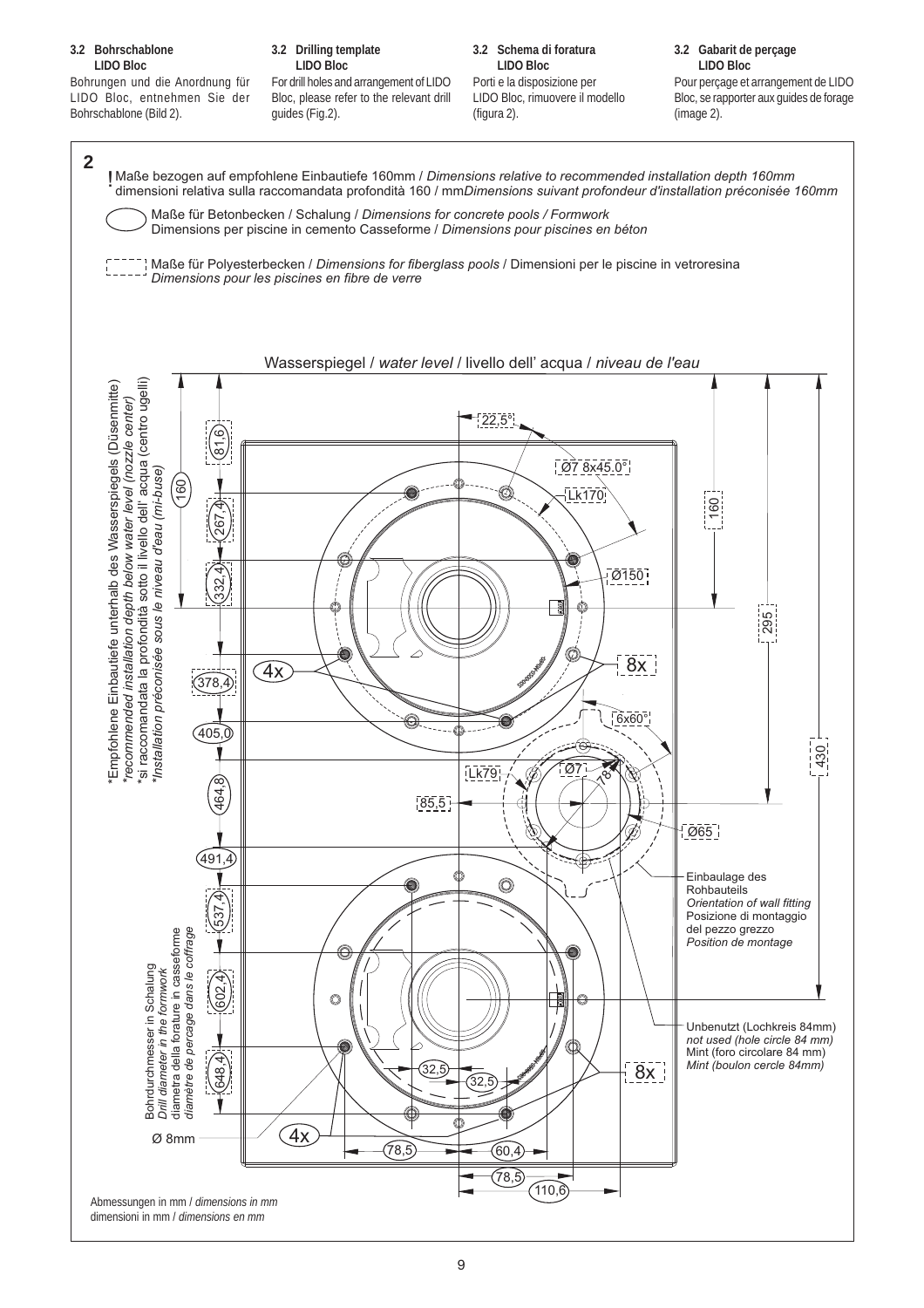**3.2 Bohrschablone LIDO Bloc**

Bohrungen und die Anordnung für LIDO Bloc, entnehmen Sie der Bohrschablone (Bild 2).

**3.2 Drilling template LIDO Bloc**

For drill holes and arrangement of LIDO Bloc, please refer to the relevant drill guides (Fig.2).

**3.2 Schema di foratura LIDO Bloc**

Porti e la disposizione per LIDO Bloc, rimuovere il modello (figura 2).

**3.2 Gabarit de perçage LIDO Bloc**

Pour perçage et arrangement de LIDO Bloc, se rapporter aux guides de forage (image 2).

**2**

**!** Maße bezogen auf empfohlene Einbautiefe 160mm / *Dimensions relative to recommended installation depth 160mm* dimensioni relativa sulla raccomandata profondità 160 / mm*Dimensions suivant profondeur d'installation préconisée 160mm*

Maße für Betonbecken / Schalung / *Dimensions for concrete pools / Formwork* Dimensions per piscine in cemento Casseforme / *Dimensions pour piscines en béton*

Maße für Polyesterbecken / *Dimensions for fiberglass pools* / Dimensioni per le piscine in vetroresina *Dimensions pour les piscines en fibre de verre*

Wasserspiegel / *water level* / livello dell' acqua / *niveau de l'eau*

*Empfohlene Einbautiefe unterhalb des Wasserspiegels (Düsenmitte)
*recommended installation depth below water level (nozzle center)*
*si raccomandata la profondità sotto il livello dell' acqua (centro ugelli)
*Installation préconisée sous le niveau d'eau (mi-buse)*

160, 81,6, 267,4, 332,4, 378,4, 405,0, 464,8, 491,4, 537,4, 602,4, 648,4

22,5°, Ø7 8x45.0°, Lk170, Ø150, 160, 295, 430, 8x, 4x, 6x60°, Lk79, Ø71, 78, 85,5, Ø65

Einbaulage des Rohbauteils
*Orientation of wall fitting*
Posizione di montaggio del pezzo grezzo
*Position de montage*

Unbenutzt (Lochkreis 84mm)
*not used (hole circle 84 mm)*
Mint (foro circolare 84 mm)
*Mint (boulon cercle 84mm)*

Bohrdurchmesser in Schalung
*Drill diameter in the formwork*
diametra della forature in casseforme
*diamètre de perçage dans le coffrage*

Ø 8mm, 4x, 8x, 32,5, 32,5, 78,5, 60,4, 78,5, 110,6

Abmessungen in mm / *dimensions in mm*
dimensioni in mm / *dimensions en mm*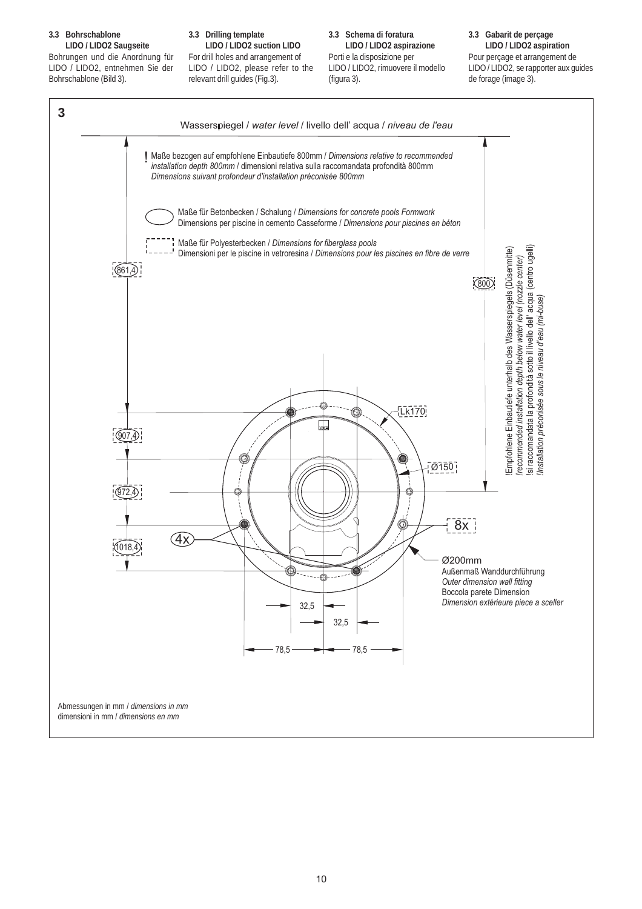### 3.3 Bohrschablone LIDO / LIDO2 Saugseite

Bohrungen und die Anordnung für LIDO / LIDO2, entnehmen Sie der Bohrschablone (Bild 3).

### 3.3 Drilling template LIDO / LIDO2 suction LIDO

For drill holes and arrangement of LIDO / LIDO2, please refer to the relevant drill guides (Fig.3).

### 3.3 Schema di foratura LIDO / LIDO2 aspirazione

Porti e la disposizione per LIDO / LIDO2, rimuovere il modello (figura 3).

### 3.3 Gabarit de perçage LIDO / LIDO2 aspiration

Pour perçage et arrangement de LIDO / LIDO2, se rapporter aux guides de forage (image 3).

**3**

Wasserspiegel / *water level* / livello dell' acqua / *niveau de l'eau*

**!** Maße bezogen auf empfohlene Einbautiefe 800mm / *Dimensions relative to recommended installation depth 800mm* / dimensioni relativa sulla raccomandata profondità 800mm *Dimensions suivant profondeur d'installation préconisée 800mm*

Maße für Betonbecken / Schalung / *Dimensions for concrete pools Formwork* Dimensions per piscine in cemento Casseforme / *Dimensions pour piscines en béton*

Maße für Polyesterbecken / *Dimensions for fiberglass pools* Dimensioni per le piscine in vetroresina / *Dimensions pour les piscines en fibre de verre*

861,4 — 907,4 — 972,4 — 1018,4 — 800

!Empfohlene Einbautiefe unterhalb des Wasserspiegels (Düsenmitte) *!recommended installation depth below water level (nozzle center)* !si raccomandata la profondità sotto il livello dell' acqua (centro ugelli) *!Installation préconisée sous le niveau d'eau (mi-buse)*

Lk170 — Ø150 — 8x — 4x

Ø200mm
Außenmaß Wanddurchführung
*Outer dimension wall fitting*
Boccola parete Dimension
*Dimension extérieure piece a sceller*

32,5 — 32,5 — 78,5 — 78,5

Abmessungen in mm / *dimensions in mm*
dimensioni in mm / *dimensions en mm*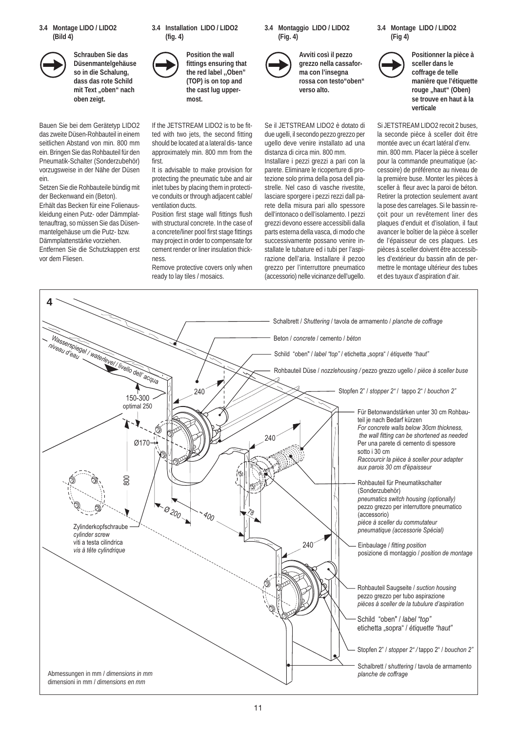### 3.4 Montage LIDO / LIDO2 (Bild 4)

**Schrauben Sie das Düsenmantelgehäuse so in die Schalung, dass das rote Schild mit Text „oben“ nach oben zeigt.**

Bauen Sie bei dem Gerätetyp LIDO2 das zweite Düsen-Rohbauteil in einem seitlichen Abstand von min. 800 mm ein. Bringen Sie das Rohbauteil für den Pneumatik-Schalter (Sonderzubehör) vorzugsweise in der Nähe der Düsen ein.

Setzen Sie die Rohbauteile bündig mit der Beckenwand ein (Beton).

Erhält das Becken für eine Folienauskleidung einen Putz- oder Dämmplattenauftrag, so müssen Sie das Düsenmantelgehäuse um die Putz- bzw. Dämmplattenstärke vorziehen.

Entfernen Sie die Schutzkappen erst vor dem Fliesen.

### 3.4 Installation LIDO / LIDO2 (fig. 4)

**Position the wall fittings ensuring that the red label „Oben" (TOP) is on top and the cast lug uppermost.**

If the JETSTREAM LIDO2 is to be fitted with two jets, the second fitting should be located at a lateral dis- tance approximately min. 800 mm from the first.

It is advisable to make provision for protecting the pneumatic tube and air inlet tubes by placing them in protective conduits or through adjacent cable/ ventilation ducts.

Position first stage wall fittings flush with structural concrete. In the case of a concrete/liner pool first stage fittings may project in order to compensate for cement render or liner insulation thickness.

Remove protective covers only when ready to lay tiles / mosaics.

### 3.4 Montaggio LIDO / LIDO2 (Fig. 4)

**Avviti così il pezzo grezzo nella cassaforma con l'insegna rossa con testo“oben“ verso alto.**

Se il JETSTREAM LIDO2 è dotato di due ugelli, il secondo pezzo grezzo per ugello deve venire installato ad una distanza di circa min. 800 mm.

Installare i pezzi grezzi a pari con la parete. Eliminare le ricoperture di protezione solo prima della posa dell piastrelle. Nel caso di vasche rivestite, lasciare sporgere i pezzi rezzi dall parete della misura pari allo spessore dell'intonaco o dell'isolamento. I pezzi grezzi devono essere accessibili dalla parts esterna della vasca, di modo che successivamente possano venire installate le tubature ed i tubi per l'aspirazione dell'aria. Installare il pezoo grezzo per l'interruttore pneumatico (accessorio) nelle vicinanze dell'ugello.

### 3.4 Montage LIDO / LIDO2 (Fig 4)

**Positionner la pièce à sceller dans le coffrage de telle manière que l'étiquette rouge „haut“ (Oben) se trouve en haut à la verticale**

Si JETSTREAM LIDO2 recoit 2 buses, la seconde pièce à sceller doit être montée avec un écart latéral d'env. min. 800 mm. Placer la pièce à sceller pour la commande pneumatique (accessoire) de préférence au niveau de la première buse. Monter les pièces à sceller à fleur avec la paroi de béton. Retirer la protection seulement avant la pose des carrelages. Si le bassin reçoit pour un revêtement liner des plaques d'enduit et d'isolation, il faut avancer le boîtier de la pièce à sceller de l'épaisseur de ces plaques. Les pièces à sceller doivent être accessibles d'extérieur du bassin afin de permettre le montage ultérieur des tubes et des tuyaux d'aspiration d'air.

**4**

Wasserspiegel / *waterlevel* / livello dell' acqua / *niveau d'eau*

Schalbrett / *Shuttering* / tavola de armamento / *planche de coffrage*

Beton / *concrete* / cemento / *béton*

Schild "oben" / *label "top"* / etichetta „sopra" / *étiquette "haut"*

Rohbauteil Düse / *nozzlehousing* / pezzo grezzo ugello / *pièce à sceller buse*

Stopfen 2" / *stopper 2"* / tappo 2" / *bouchon 2"*

Für Betonwandstärken unter 30 cm Rohbauteil je nach Bedarf kürzen
*For concrete walls below 30cm thickness, the wall fitting can be shortened as needed*
Per una parete di cemento di spessore sotto i 30 cm
*Raccourcir la pièce à sceller pour adapter aux parois 30 cm d'épaisseur*

Rohbauteil für Pneumatikschalter (Sonderzubehör)
*pneumatics switch housing (optionally)*
pezzo grezzo per interruttore pneumatico (accessorio)
*pièce à sceller du commutateur pneumatique (accessorie Spécial)*

Einbaulage / *fitting position*
posizione di montaggio / *position de montage*

Rohbauteil Saugseite / *suction housing*
pezzo grezzo per tubo aspirazione
*pièces à sceller de la tubulure d'aspiration*

Schild "oben" / *label "top"*
etichetta „sopra" / *étiquette "haut"*

Stopfen 2" / *stopper 2"* / tappo 2" / *bouchon 2"*

Schalbrett / *shuttering* / tavola de armamento / *planche de coffrage*

Zylinderkopfschraube / *cylinder screw* / viti a testa cilindrica / *vis à tête cylindrique*

150-300 optimal 250; Ø170; 800; Ø 200; 400; 240; 240; 240; 78

Abmessungen in mm / *dimensions in mm*
dimensioni in mm / *dimensions en mm*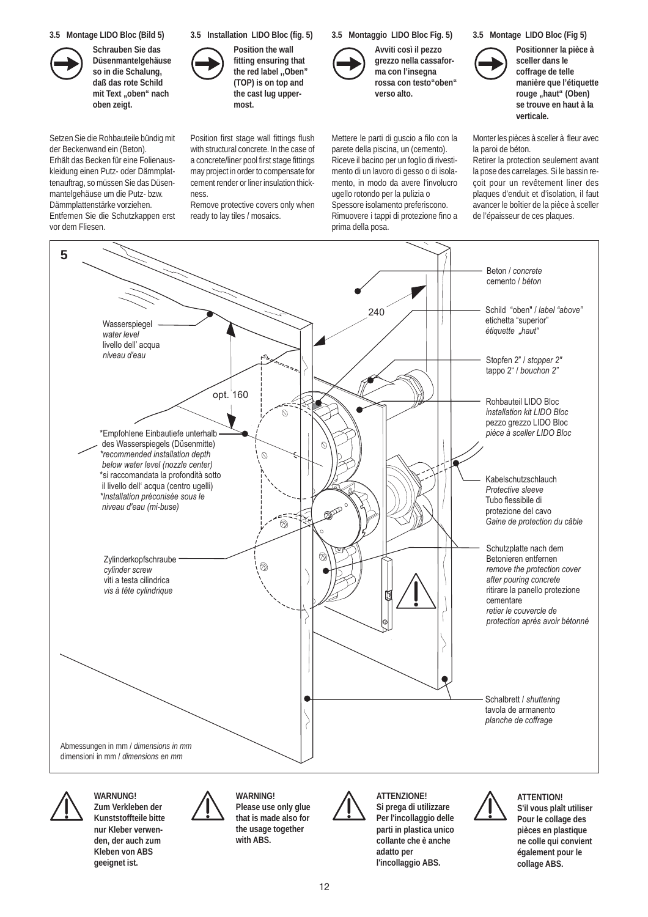### 3.5 Montage LIDO Bloc (Bild 5)

**Schrauben Sie das Düsenmantelgehäuse so in die Schalung, daß das rote Schild mit Text „oben" nach oben zeigt.**

Setzen Sie die Rohbauteile bündig mit der Beckenwand ein (Beton).
Erhält das Becken für eine Folienauskleidung einen Putz- oder Dämmplattenauftrag, so müssen Sie das Düsenmantelgehäuse um die Putz- bzw. Dämmplattenstärke vorziehen.
Entfernen Sie die Schutzkappen erst vor dem Fliesen.

### 3.5 Installation LIDO Bloc (fig. 5)

**Position the wall fitting ensuring that the red label „Oben" (TOP) is on top and the cast lug uppermost.**

Position first stage wall fittings flush with structural concrete. In the case of a concrete/liner pool first stage fittings may project in order to compensate for cement render or liner insulation thickness.
Remove protective covers only when ready to lay tiles / mosaics.

### 3.5 Montaggio LIDO Bloc Fig. 5)

**Avviti così il pezzo grezzo nella cassaforma con l'insegna rossa con testo"oben" verso alto.**

Mettere le parti di guscio a filo con la parete della piscina, un (cemento).
Riceve il bacino per un foglio di rivestimento di un lavoro di gesso o di isolamento, in modo da avere l'involucro ugello rotondo per la pulizia o Spessore isolamento preferiscono.
Rimuovere i tappi di protezione fino a prima della posa.

### 3.5 Montage LIDO Bloc (Fig 5)

**Positionner la pièce à sceller dans le coffrage de telle manière que l'étiquette rouge „haut" (Oben) se trouve en haut à la verticale.**

Monter les pièces à sceller à fleur avec la paroi de béton.
Retirer la protection seulement avant la pose des carrelages. Si le bassin reçoit pour un revêtement liner des plaques d'enduit et d'isolation, il faut avancer le boîtier de la pièce à sceller de l'épaisseur de ces plaques.

**5**

Wasserspiegel / *water level* / livello dell' acqua / *niveau d'eau*

opt. 160

240

*Empfohlene Einbautiefe unterhalb des Wasserspiegels (Düsenmitte) / *recommended installation depth below water level (nozzle center)* / *si raccomandata la profondità sotto il livello dell' acqua (centro ugelli) / *Installation préconisée sous le niveau d'eau (mi-buse)*

Zylinderkopfschraube / *cylinder screw* / viti a testa cilindrica / *vis à tête cylindrique*

Beton / *concrete* / cemento / *béton*

Schild "oben" / *label "above"* / etichetta "superior" / *étiquette „haut"*

Stopfen 2" / *stopper 2"* / tappo 2" / *bouchon 2"*

Rohbauteil LIDO Bloc / *installation kit LIDO Bloc* / pezzo grezzo LIDO Bloc / *pièce à sceller LIDO Bloc*

Kabelschutzschlauch / *Protective sleeve* / Tubo flessibile di protezione del cavo / *Gaine de protection du câble*

Schutzplatte nach dem Betonieren entfernen / *remove the protection cover after pouring concrete* / ritirare la panello protezione cementare / *retier le couvercle de protection après avoir bétonné*

Schalbrett / *shuttering* / tavola de armanento / *planche de coffrage*

Abmessungen in mm / *dimensions in mm* / dimensioni in mm / *dimensions en mm*

**WARNUNG!**
**Zum Verkleben der Kunststoffteile bitte nur Kleber verwenden, der auch zum Kleben von ABS geeignet ist.**

**WARNING!**
**Please use only glue that is made also for the usage together with ABS.**

**ATTENZIONE!**
**Si prega di utilizzare Per l'incollaggio delle parti in plastica unico collante che è anche adatto per l'incollaggio ABS.**

**ATTENTION!**
**S'il vous plaît utiliser Pour le collage des pièces en plastique ne colle qui convient également pour le collage ABS.**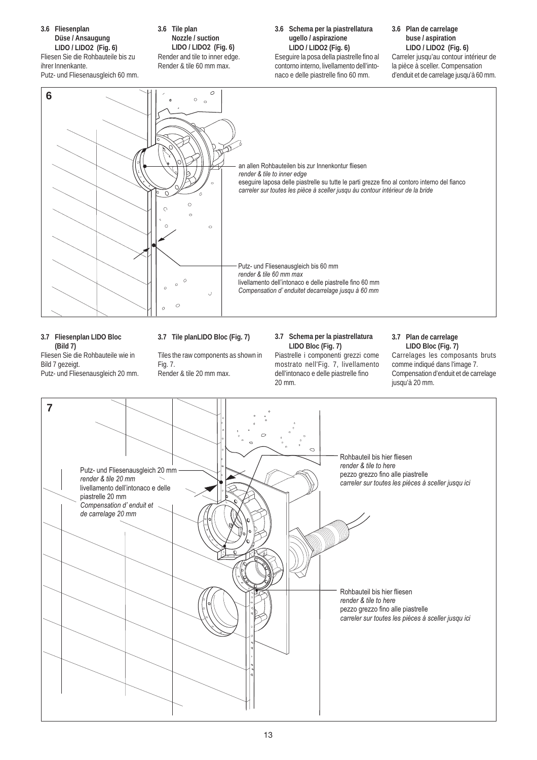### 3.6 Fliesenplan Düse / Ansaugung LIDO / LIDO2 (Fig. 6)

Fliesen Sie die Rohbauteile bis zu ihrer Innenkante.
Putz- und Fliesenausgleich 60 mm.

### 3.6 Tile plan Nozzle / suction LIDO / LIDO2 (Fig. 6)

Render and tile to inner edge.
Render & tile 60 mm max.

### 3.6 Schema per la piastrellatura ugello / aspirazione LIDO / LIDO2 (Fig. 6)

Eseguire la posa della piastrelle fino al contorno interno, livellamento dell'intonaco e delle piastrelle fino 60 mm.

### 3.6 Plan de carrelage buse / aspiration LIDO / LIDO2 (Fig. 6)

Carreler jusqu'au contour intérieur de la pièce à sceller. Compensation d'enduit et de carrelage jusqu'à 60 mm.

**6**

an allen Rohbauteilen bis zur Innenkontur fliesen
*render & tile to inner edge*
eseguire laposa delle piastrelle su tutte le parti grezze fino al contoro interno del fianco
*carreler sur toutes les pièce à sceller jusqu àu contour intérieur de la bride*

Putz- und Fliesenausgleich bis 60 mm
*render & tile 60 mm max*
livellamento dell'intonaco e delle piastrelle fino 60 mm
*Compensation d' enduitet decarrelage jusqu à 60 mm*

### 3.7 Fliesenplan LIDO Bloc (Bild 7)

Fliesen Sie die Rohbauteile wie in Bild 7 gezeigt.
Putz- und Fliesenausgleich 20 mm.

### 3.7 Tile planLIDO Bloc (Fig. 7)

Tiles the raw components as shown in Fig. 7.
Render & tile 20 mm max.

### 3.7 Schema per la piastrellatura LIDO Bloc (Fig. 7)

Piastrelle i componenti grezzi come mostrato nell'Fig. 7, livellamento dell'intonaco e delle piastrelle fino 20 mm.

### 3.7 Plan de carrelage LIDO Bloc (Fig. 7)

Carrelages les composants bruts comme indiqué dans l'image 7.
Compensation d'enduit et de carrelage jusqu'à 20 mm.

**7**

Putz- und Fliesenausgleich 20 mm
*render & tile 20 mm*
livellamento dell'intonaco e delle piastrelle 20 mm
*Compensation d' enduit et de carrelage 20 mm*

Rohbauteil bis hier fliesen
*render & tile to here*
pezzo grezzo fino alle piastrelle
*carreler sur toutes les pièces à sceller jusqu ici*

Rohbauteil bis hier fliesen
*render & tile to here*
pezzo grezzo fino alle piastrelle
*carreler sur toutes les pièces à sceller jusqu ici*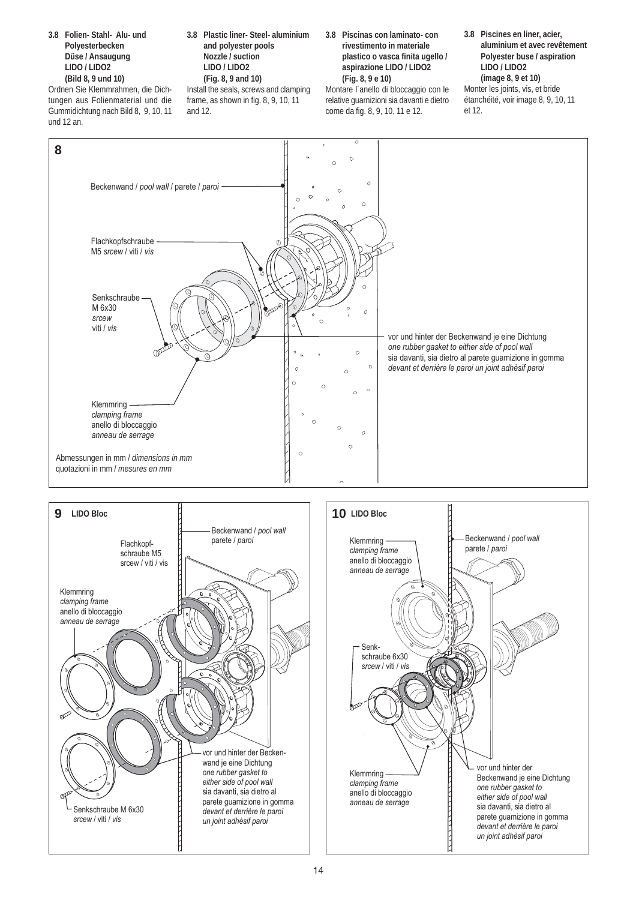**3.8 Folien- Stahl- Alu- und Polyesterbecken Düse / Ansaugung LIDO / LIDO2 (Bild 8, 9 und 10)**

Ordnen Sie Klemmrahmen, die Dichtungen aus Folienmaterial und die Gummidichtung nach Bild 8, 9, 10, 11 und 12 an.

**3.8 Plastic liner- Steel- aluminium and polyester pools Nozzle / suction LIDO / LIDO2 (Fig. 8, 9 and 10)**

Install the seals, screws and clamping frame, as shown in fig. 8, 9, 10, 11 and 12.

**3.8 Piscinas con laminato- con rivestimento in materiale plastico o vasca finita ugello / aspirazione LIDO / LIDO2 (Fig. 8, 9 e 10)**

Montare l´anello di bloccaggio con le relative guarnizioni sia davanti e dietro come da fig. 8, 9, 10, 11 e 12.

**3.8 Piscines en liner, acier, aluminium et avec revêtement Polyester buse / aspiration LIDO / LIDO2 (image 8, 9 et 10)**

Monter les joints, vis, et bride étanchéité, voir image 8, 9, 10, 11 et 12.

**8**

Beckenwand / *pool wall* / parete / *paroi*

Flachkopfschraube M5 *srcew* / viti / *vis*

Senkschraube M 6x30 *srcew* viti / *vis*

vor und hinter der Beckenwand je eine Dichtung
*one rubber gasket to either side of pool wall*
sia davanti, sia dietro al parete guamizione in gomma
*devant et derrière le paroi un joint adhèsif paroi*

Klemmring *clamping frame* anello di bloccaggio *anneau de serrage*

Abmessungen in mm / *dimensions in mm*
quotazioni in mm / *mesures en mm*

**9 LIDO Bloc**

Beckenwand / *pool wall* parete / *paroi*

Flachkopf-schraube M5 srcew / viti / vis

Klemmring *clamping frame* anello di bloccaggio *anneau de serrage*

vor und hinter der Beckenwand je eine Dichtung *one rubber gasket to either side of pool wall* sia davanti, sia dietro al parete guamizione in gomma *devant et derrière le paroi un joint adhèsif paroi*

Senkschraube M 6x30 *srcew* / viti / *vis*

**10 LIDO Bloc**

Klemmring *clamping frame* anello di bloccaggio *anneau de serrage*

Beckenwand / *pool wall* parete / *paroi*

Senk-schraube 6x30 *srcew* / viti / *vis*

Klemmring *clamping frame* anello di bloccaggio *anneau de serrage*

vor und hinter der Beckenwand je eine Dichtung *one rubber gasket to either side of pool wall* sia davanti, sia dietro al parete guamizione in gomma *devant et derrière le paroi un joint adhèsif paroi*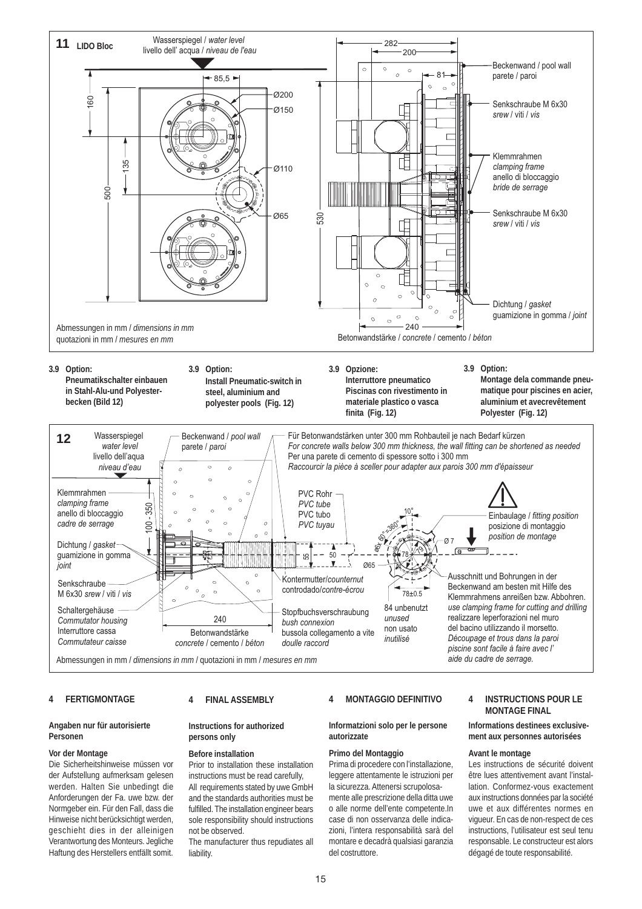**11 LIDO Bloc**

Wasserspiegel / *water level*
livello dell' acqua / *niveau de l'eau*

Beckenwand / pool wall
parete / paroi

Senkschraube M 6x30
*srew* / viti / *vis*

Klemmrahmen
*clamping frame*
anello di bloccaggio
*bride de serrage*

Senkschraube M 6x30
*srew* / viti / *vis*

Dichtung / *gasket*
guamizione in gomma / *joint*

Abmessungen in mm / *dimensions in mm*
quotazioni in mm / *mesures en mm*

Betonwandstärke / *concrete* / cemento / *béton*

**3.9 Option: Pneumatikschalter einbauen in Stahl-Alu-und Polyesterbecken (Bild 12)**

**3.9 Option: Install Pneumatic-switch in steel, aluminium and polyester pools (Fig. 12)**

**3.9 Opzione: Interruttore pneumatico Piscinas con rivestimento in materiale plastico o vasca finita (Fig. 12)**

**3.9 Option: Montage dela commande pneumatique pour piscines en acier, aluminium et avecrevêtement Polyester (Fig. 12)**

**12**

Wasserspiegel
*water level*
livello dell'aqua
*niveau d'eau*

Beckenwand / *pool wall*
parete / *paroi*

Für Betonwandstärken unter 300 mm Rohbauteil je nach Bedarf kürzen
*For concrete walls below 300 mm thickness, the wall fitting can be shortened as needed*
Per una parete di cemento di spessore sotto i 300 mm
*Raccourcir la pièce à sceller pour adapter aux parois 300 mm d'épaisseur*

Klemmrahmen
*clamping frame*
anello di bloccaggio
*cadre de serrage*

Dichtung / *gasket*
guamizione in gomma
*joint*

Senkschraube
M 6x30 *srew* / viti / *vis*

Schaltergehäuse
*Commutator housing*
Interruttore cassa
*Commutateur caisse*

PVC Rohr
*PVC tube*
PVC tubo
*PVC tuyau*

Kontermutter/*counternut*
controdado/*contre-écrou*

Stopfbuchsverschraubung
*bush connexion*
bussola collegamento a vite
*doulle raccord*

Betonwandstärke
*concrete* / cemento / *béton*

84 unbenutzt
*unused*
non usato
*inutilisé*

Einbaulage / *fitting position*
posizione di montaggio
*position de montage*

Ausschnitt und Bohrungen in der Beckenwand am besten mit Hilfe des Klemmrahmens anreißen bzw. Abbohren.
*use clamping frame for cutting and drilling*
realizzare leperforazioni nel muro del bacino utilizzando il morsetto.
*Découpage et trous dans la paroi piscine sont facile à faire avec l' aide du cadre de serrage.*

Abmessungen in mm / *dimensions in mm* / quotazioni in mm / *mesures en mm*

## 4 FERTIGMONTAGE

**Angaben nur für autorisierte Personen**

**Vor der Montage**

Die Sicherheitshinweise müssen vor der Aufstellung aufmerksam gelesen werden. Halten Sie unbedingt die Anforderungen der Fa. uwe bzw. der Normgeber ein. Für den Fall, dass die Hinweise nicht berücksichtigt werden, geschieht dies in der alleinigen Verantwortung des Monteurs. Jegliche Haftung des Herstellers entfällt somit.

## 4 FINAL ASSEMBLY

**Instructions for authorized persons only**

**Before installation**

Prior to installation these installation instructions must be read carefully, All requirements stated by uwe GmbH and the standards authorities must be fulfilled. The installation engineer bears sole responsibility should instructions not be observed.

The manufacturer thus repudiates all liability.

## 4 MONTAGGIO DEFINITIVO

**Informatzioni solo per le persone autorizzate**

**Primo del Montaggio**

Prima di procedere con l'installazione, leggere attentamente le istruzioni per la sicurezza. Attenersi scrupolosamente alle prescrizione della ditta uwe o alle norme dell'ente competente.In case di non osservanza delle indicazioni, l'intera responsabilità sarà del montare e decadrà qualsiasi garanzia del costruttore.

## 4 INSTRUCTIONS POUR LE MONTAGE FINAL

**Informations destinees exclusivement aux personnes autorisées**

**Avant le montage**

Les instructions de sécurité doivent être lues attentivement avant l'installation. Conformez-vous exactement aux instructions données par la société uwe et aux différentes normes en vigueur. En cas de non-respect de ces instructions, l'utilisateur est seul tenu responsable. Le constructeur est alors dégagé de toute responsabilité.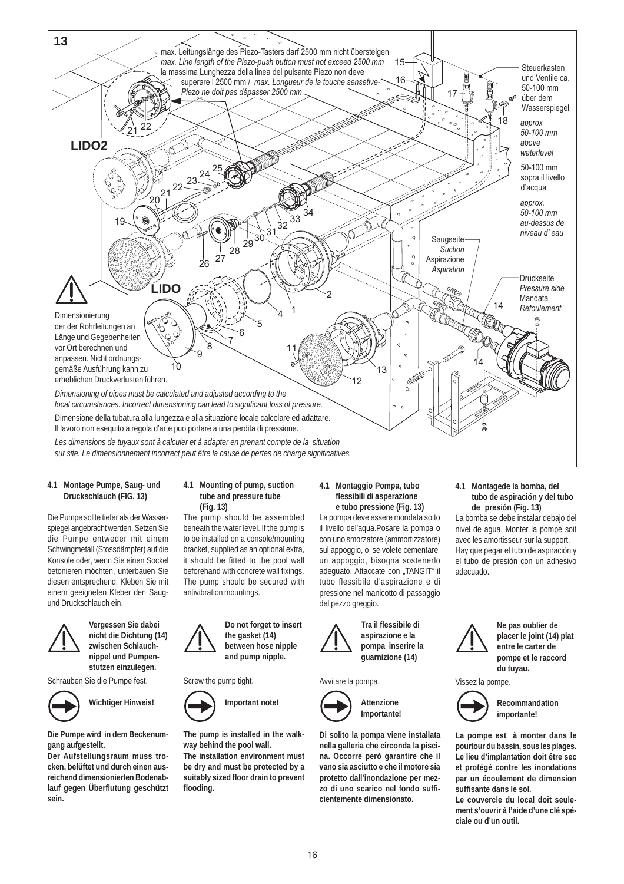**13**

max. Leitungslänge des Piezo-Tasters darf 2500 mm nicht übersteigen
*max. Line length of the Piezo-push button must not exceed 2500 mm*
la massima Lunghezza della linea del pulsante Piezo non deve superare i 2500 mm / *max. Longueur de la touche sensetive-Piezo ne doit pas dépasser 2500 mm*

Steuerkasten und Ventile ca. 50-100 mm über dem Wasserspiegel
*approx 50-100 mm above waterlevel*
50-100 mm sopra il livello d'acqua
*approx. 50-100 mm au-dessus de niveau d' eau*

LIDO2

LIDO

Saugseite
*Suction*
Aspirazione
*Aspiration*

Druckseite
*Pressure side*
Mandata
*Refoulement*

Dimensionierung der der Rohrleitungen an Länge und Gegebenheiten vor Ort berechnen und anpassen. Nicht ordnungsgemäße Ausführung kann zu erheblichen Druckverlusten führen.

*Dimensioning of pipes must be calculated and adjusted according to the local circumstances. Incorrect dimensioning can lead to significant loss of pressure.*

Dimensione della tubatura alla lungezza e alla situazione locale calcolare ed adattare. Il lavoro non esequito a regola d'arte puo portare a una perdita di pressione.

*Les dimensions de tuyaux sont à calculer et à adapter en prenant compte de la situation sur site. Le dimensionnement incorrect peut être la cause de pertes de charge significatives.*

#### 4.1 Montage Pumpe, Saug- und Druckschlauch (FIG. 13)

Die Pumpe sollte tiefer als der Wasserspiegel angebracht werden. Setzen Sie die Pumpe entweder mit einem Schwingmetall (Stossdämpfer) auf die Konsole oder, wenn Sie einen Sockel betonieren möchten, unterbauen Sie diesen entsprechend. Kleben Sie mit einem geeigneten Kleber den Saug- und Druckschlauch ein.

**Vergessen Sie dabei nicht die Dichtung (14) zwischen Schlauchnippel und Pumpenstutzen einzulegen.**

Schrauben Sie die Pumpe fest.

**Wichtiger Hinweis!**

**Die Pumpe wird in dem Beckenumgang aufgestellt.**
**Der Aufstellungsraum muss trocken, belüftet und durch einen ausreichend dimensionierten Bodenablauf gegen Überflutung geschützt sein.**

#### 4.1 Mounting of pump, suction tube and pressure tube (Fig. 13)

The pump should be assembled beneath the water level. If the pump is to be installed on a console/mounting bracket, supplied as an optional extra, it should be fitted to the pool wall beforehand with concrete wall fixings. The pump should be secured with antivibration mountings.

**Do not forget to insert the gasket (14) between hose nipple and pump nipple.**

Screw the pump tight.

**Important note!**

**The pump is installed in the walkway behind the pool wall.**
**The installation environment must be dry and must be protected by a suitably sized floor drain to prevent flooding.**

#### 4.1 Montaggio Pompa, tubo flessibili di asperazione e tubo pressione (Fig. 13)

La pompa deve essere mondata sotto il livello del'aqua.Posare la pompa o con uno smorzatore (ammortizzatore) sul appoggio, o se volete cementare un appoggio, bisogna sostenerlo adeguato. Attaccate con „TANGIT" il tubo flessibile d'aspirazione e di pressione nel manicotto di passaggio del pezzo greggio.

**Tra il flessibile di aspirazione e la pompa inserire la guarnizione (14)**

Avvitare la pompa.

**Attenzione Importante!**

**Di solito la pompa viene installata nella galleria che circonda la piscina. Occorre però garantire che il vano sia asciutto e che il motore sia protetto dall'inondazione per mezzo di uno scarico nel fondo sufficientemente dimensionato.**

#### 4.1 Montagede la bomba, del tubo de aspiración y del tubo de presión (Fig. 13)

La bomba se debe instalar debajo del nivel de agua. Monter la pompe soit avec les amortisseur sur la support. Hay que pegar el tubo de aspiración y el tubo de presión con un adhesivo adecuado.

**Ne pas oublier de placer le joint (14) plat entre le carter de pompe et le raccord du tuyau.**

Vissez la pompe.

**Recommandation importante!**

**La pompe est à monter dans le pourtour du bassin, sous les plages. Le lieu d'implantation doit être sec et protégé contre les inondations par un écoulement de dimension suffisante dans le sol.**
**Le couvercle du local doit seulement s'ouvrir à l'aide d'une clé spéciale ou d'un outil.**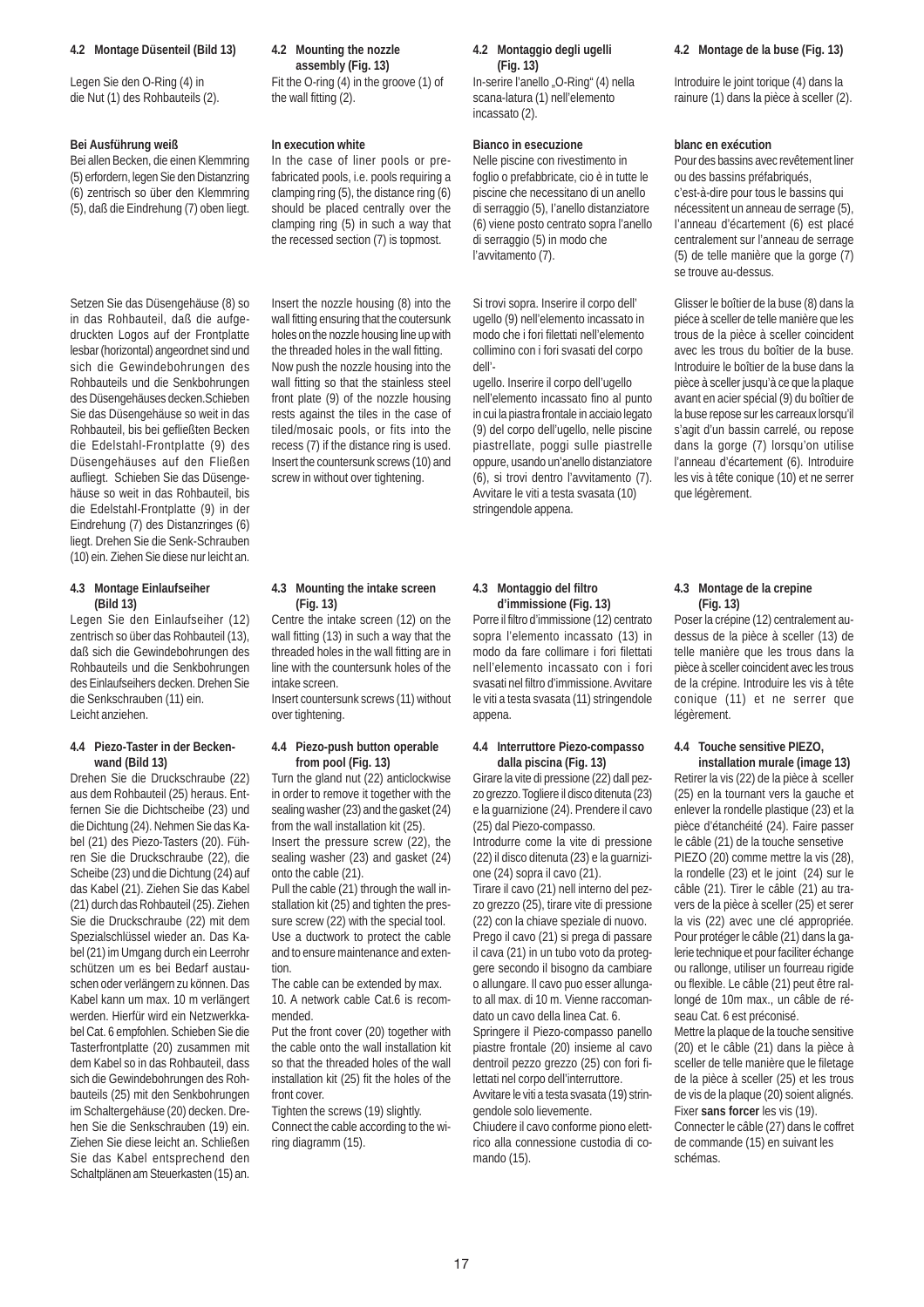### 4.2 Montage Düsenteil (Bild 13)

Legen Sie den O-Ring (4) in die Nut (1) des Rohbauteils (2).

**Bei Ausführung weiß**

Bei allen Becken, die einen Klemmring (5) erfordern, legen Sie den Distanzring (6) zentrisch so über den Klemmring (5), daß die Eindrehung (7) oben liegt.

Setzen Sie das Düsengehäuse (8) so in das Rohbauteil, daß die aufgedruckten Logos auf der Frontplatte lesbar (horizontal) angeordnet sind und sich die Gewindebohrungen des Rohbauteils und die Senkbohrungen des Düsengehäuses decken. Schieben Sie das Düsengehäuse so weit in das Rohbauteil, bis bei gefließten Becken die Edelstahl-Frontplatte (9) des Düsengehäuses auf den Fließen aufliegt. Schieben Sie das Düsengehäuse so weit in das Rohbauteil, bis die Edelstahl-Frontplatte (9) in der Eindrehung (7) des Distanzringes (6) liegt. Drehen Sie die Senk-Schrauben (10) ein. Ziehen Sie diese nur leicht an.

### 4.3 Montage Einlaufseiher (Bild 13)

Legen Sie den Einlaufseiher (12) zentrisch so über das Rohbauteil (13), daß sich die Gewindebohrungen des Rohbauteils und die Senkbohrungen des Einlaufseihers decken. Drehen Sie die Senkschrauben (11) ein. Leicht anziehen.

### 4.4 Piezo-Taster in der Beckenwand (Bild 13)

Drehen Sie die Druckschraube (22) aus dem Rohbauteil (25) heraus. Entfernen Sie die Dichtscheibe (23) und die Dichtung (24). Nehmen Sie das Kabel (21) des Piezo-Tasters (20). Führen Sie die Druckschraube (22), die Scheibe (23) und die Dichtung (24) auf das Kabel (21). Ziehen Sie das Kabel (21) durch das Rohbauteil (25). Ziehen Sie die Druckschraube (22) mit dem Spezialschlüssel wieder an. Das Kabel (21) im Umgang durch ein Leerrohr schützen um es bei Bedarf austauschen oder verlängern zu können. Das Kabel kann um max. 10 m verlängert werden. Hierfür wird ein Netzwerkkabel Cat. 6 empfohlen. Schieben Sie die Tasterfrontplatte (20) zusammen mit dem Kabel so in das Rohbauteil, dass sich die Gewindebohrungen des Rohbauteils (25) mit den Senkbohrungen im Schaltergehäuse (20) decken. Drehen Sie die Senkschrauben (19) ein. Ziehen Sie diese leicht an. Schließen Sie das Kabel entsprechend den Schaltplänen am Steuerkasten (15) an.

### 4.2 Mounting the nozzle assembly (Fig. 13)

Fit the O-ring (4) in the groove (1) of the wall fitting (2).

**In execution white**

In the case of liner pools or prefabricated pools, i.e. pools requiring a clamping ring (5), the distance ring (6) should be placed centrally over the clamping ring (5) in such a way that the recessed section (7) is topmost.

Insert the nozzle housing (8) into the wall fitting ensuring that the coutersunk holes on the nozzle housing line up with the threaded holes in the wall fitting. Now push the nozzle housing into the wall fitting so that the stainless steel front plate (9) of the nozzle housing rests against the tiles in the case of tiled/mosaic pools, or fits into the recess (7) if the distance ring is used. Insert the countersunk screws (10) and screw in without over tightening.

### 4.3 Mounting the intake screen (Fig. 13)

Centre the intake screen (12) on the wall fitting (13) in such a way that the threaded holes in the wall fitting are in line with the countersunk holes of the intake screen.
Insert countersunk screws (11) without over tightening.

### 4.4 Piezo-push button operable from pool (Fig. 13)

Turn the gland nut (22) anticlockwise in order to remove it together with the sealing washer (23) and the gasket (24) from the wall installation kit (25).
Insert the pressure screw (22), the sealing washer (23) and gasket (24) onto the cable (21).
Pull the cable (21) through the wall installation kit (25) and tighten the pressure screw (22) with the special tool.
Use a ductwork to protect the cable and to ensure maintenance and extention.
The cable can be extended by max. 10. A network cable Cat.6 is recommended.
Put the front cover (20) together with the cable onto the wall installation kit so that the threaded holes of the wall installation kit (25) fit the holes of the front cover.
Tighten the screws (19) slightly.
Connect the cable according to the wiring diagramm (15).

### 4.2 Montaggio degli ugelli (Fig. 13)

In-serire l'anello „O-Ring" (4) nella scana-latura (1) nell'elemento incassato (2).

**Bianco in esecuzione**

Nelle piscine con rivestimento in foglio o prefabbricate, cio è in tutte le piscine che necessitano di un anello di serraggio (5), l'anello distanziatore (6) viene posto centrato sopra l'anello di serraggio (5) in modo che l'avvitamento (7).

Si trovi sopra. Inserire il corpo dell' ugello (9) nell'elemento incassato in modo che i fori filettati nell'elemento collimino con i fori svasati del corpo dell'-
ugello. Inserire il corpo dell'ugello nell'elemento incassato fino al punto in cui la piastra frontale in acciaio legato (9) del corpo dell'ugello, nelle piscine piastrellate, poggi sulle piastrelle oppure, usando un'anello distanziatore (6), si trovi dentro l'avvitamento (7). Avvitare le viti a testa svasata (10) stringendole appena.

### 4.3 Montaggio del filtro d'immissione (Fig. 13)

Porre il filtro d'immissione (12) centrato sopra l'elemento incassato (13) in modo da fare collimare i fori filettati nell'elemento incassato con i fori svasati nel filtro d'immissione. Avvitare le viti a testa svasata (11) stringendole appena.

### 4.4 Interruttore Piezo-compasso dalla piscina (Fig. 13)

Girare la vite di pressione (22) dall pezzo grezzo. Togliere il disco ditenuta (23) e la guarnizione (24). Prendere il cavo (25) dal Piezo-compasso.
Introdurre come la vite di pressione (22) il disco ditenuta (23) e la guarnizione (24) sopra il cavo (21).
Tirare il cavo (21) nell interno del pezzo grezzo (25), tirare vite di pressione (22) con la chiave speziale di nuovo.
Prego il cavo (21) si prega di passare il cava (21) in un tubo voto da proteggere secondo il bisogno da cambiare o allungare. Il cavo puo esser allungato all max. di 10 m. Vienne raccomandato un cavo della linea Cat. 6.
Springere il Piezo-compasso panello piastre frontale (20) insieme al cavo dentroil pezzo grezzo (25) con fori filettati nel corpo dell'interruttore.
Avvitare le viti a testa svasata (19) stringendole solo lievemente.
Chiudere il cavo conforme piono elettrico alla connessione custodia di comando (15).

### 4.2 Montage de la buse (Fig. 13)

Introduire le joint torique (4) dans la rainure (1) dans la pièce à sceller (2).

**blanc en exécution**

Pour des bassins avec revêtement liner ou des bassins préfabriqués, c'est-à-dire pour tous le bassins qui nécessitent un anneau de serrage (5), l'anneau d'écartement (6) est placé centralement sur l'anneau de serrage (5) de telle manière que la gorge (7) se trouve au-dessus.

Glisser le boîtier de la buse (8) dans la piéce à sceller de telle manière que les trous de la pièce à sceller coincident avec les trous du boîtier de la buse. Introduire le boîtier de la buse dans la pièce à sceller jusqu'à ce que la plaque avant en acier spécial (9) du boîtier de la buse repose sur les carreaux lorsqu'il s'agit d'un bassin carrelé, ou repose dans la gorge (7) lorsqu'on utilise l'anneau d'écartement (6). Introduire les vis à tête conique (10) et ne serrer que légèrement.

### 4.3 Montage de la crepine (Fig. 13)

Poser la crépine (12) centralement au-dessus de la pièce à sceller (13) de telle manière que les trous dans la pièce à sceller coincident avec les trous de la crépine. Introduire les vis à tête conique (11) et ne serrer que légèrement.

### 4.4 Touche sensitive PIEZO, installation murale (image 13)

Retirer la vis (22) de la pièce à sceller (25) en la tournant vers la gauche et enlever la rondelle plastique (23) et la pièce d'étanchéité (24). Faire passer le câble (21) de la touche sensetive PIEZO (20) comme mettre la vis (28), la rondelle (23) et le joint (24) sur le câble (21). Tirer le câble (21) au travers de la pièce à sceller (25) et serer la vis (22) avec une clé appropriée. Pour protéger le câble (21) dans la galerie technique et pour faciliter échange ou rallonge, utiliser un fourreau rigide ou flexible. Le câble (21) peut être rallongé de 10m max., un câble de réseau Cat. 6 est préconisé.
Mettre la plaque de la touche sensitive (20) et le câble (21) dans la pièce à sceller de telle manière que le filetage de la pièce à sceller (25) et les trous de vis de la plaque (20) soient alignés. Fixer **sans forcer** les vis (19).
Connecter le câble (27) dans le coffret de commande (15) en suivant les schémas.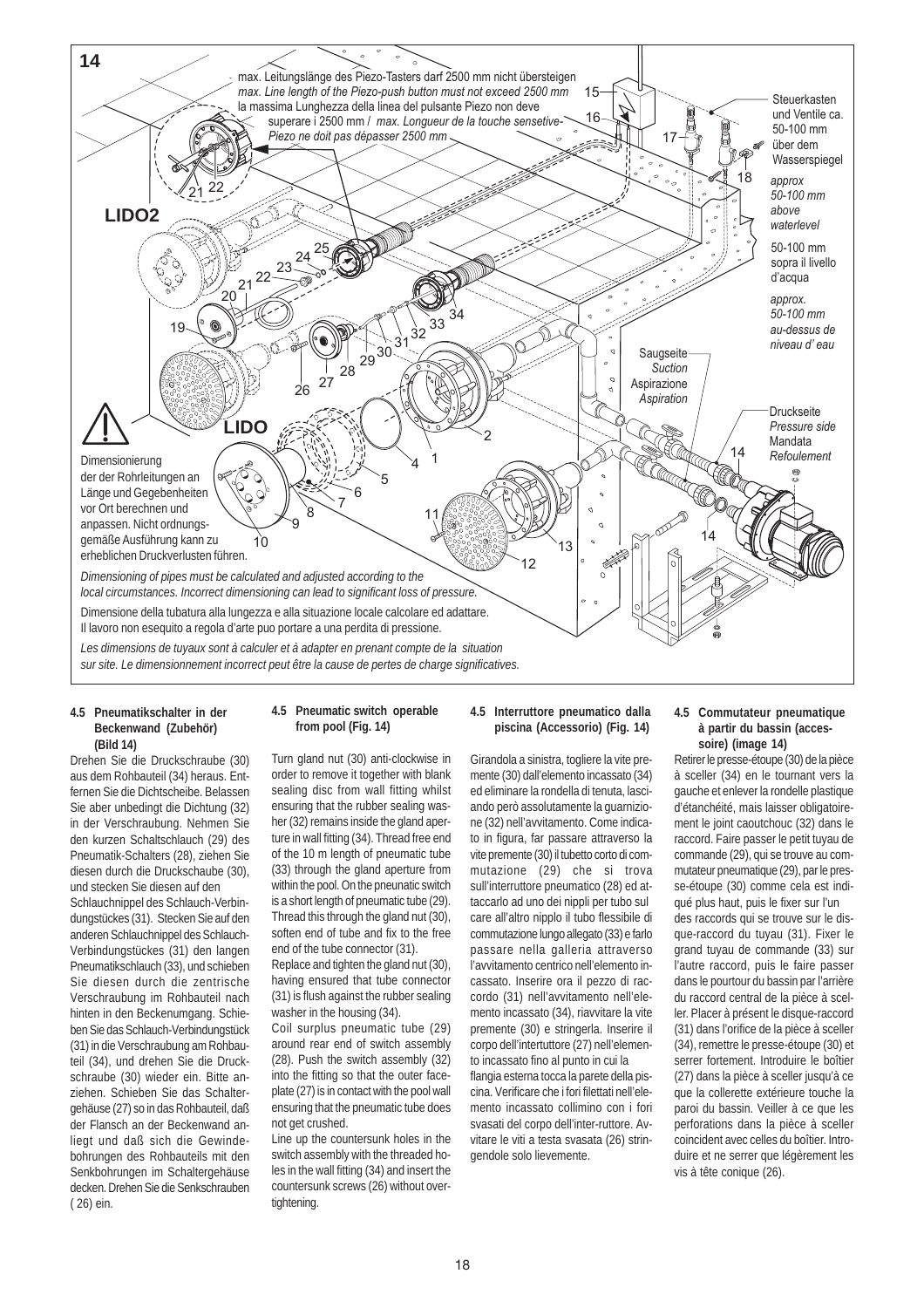**14**

max. Leitungslänge des Piezo-Tasters darf 2500 mm nicht übersteigen
*max. Line length of the Piezo-push button must not exceed 2500 mm*
la massima Lunghezza della linea del pulsante Piezo non deve superare i 2500 mm / *max. Longueur de la touche sensetive-Piezo ne doit pas dépasser 2500 mm*

Steuerkasten und Ventile ca. 50-100 mm über dem Wasserspiegel
*approx 50-100 mm above waterlevel*
50-100 mm sopra il livello d'acqua
*approx. 50-100 mm au-dessus de niveau d' eau*

**LIDO2**

**LIDO**

Saugseite
*Suction*
Aspirazione
*Aspiration*

Druckseite
*Pressure side*
Mandata
*Refoulement*

Dimensionierung der der Rohrleitungen an Länge und Gegebenheiten vor Ort berechnen und anpassen. Nicht ordnungsgemäße Ausführung kann zu erheblichen Druckverlusten führen.

*Dimensioning of pipes must be calculated and adjusted according to the local circumstances. Incorrect dimensioning can lead to significant loss of pressure.*

Dimensione della tubatura alla lungezza e alla situazione locale calcolare ed adattare. Il lavoro non esequito a regola d'arte puo portare a una perdita di pressione.

*Les dimensions de tuyaux sont à calculer et à adapter en prenant compte de la situation sur site. Le dimensionnement incorrect peut être la cause de pertes de charge significatives.*

#### 4.5 Pneumatikschalter in der Beckenwand (Zubehör) (Bild 14)

Drehen Sie die Druckschraube (30) aus dem Rohbauteil (34) heraus. Entfernen Sie die Dichtscheibe. Belassen Sie aber unbedingt die Dichtung (32) in der Verschraubung. Nehmen Sie den kurzen Schaltschlauch (29) des Pneumatik-Schalters (28), ziehen Sie diesen durch die Druckschaube (30), und stecken Sie diesen auf den Schlauchnippel des Schlauch-Verbindungsstückes (31). Stecken Sie auf den anderen Schlauchnippel des Schlauch-Verbindungsstückes (31) den langen Pneumatikschlauch (33), und schieben Sie diesen durch die zentrische Verschraubung im Rohbauteil nach hinten in den Beckenumgang. Schieben Sie das Schlauch-Verbindungstück (31) in die Verschraubung am Rohbauteil (34), und drehen Sie die Druckschraube (30) wieder ein. Bitte anziehen. Schieben Sie das Schaltergehäuse (27) so in das Rohbauteil, daß der Flansch an der Beckenwand anliegt und daß sich die Gewindebohrungen des Rohbauteils mit den Senkbohrungen im Schaltergehäuse decken. Drehen Sie die Senkschrauben ( 26) ein.

#### 4.5 Pneumatic switch operable from pool (Fig. 14)

Turn gland nut (30) anti-clockwise in order to remove it together with blank sealing disc from wall fitting whilst ensuring that the rubber sealing washer (32) remains inside the gland aperture in wall fitting (34). Thread free end of the 10 m length of pneumatic tube (33) through the gland aperture from within the pool. On the pneumatic switch is a short length of pneumatic tube (29). Thread this through the gland nut (30), soften end of tube and fix to the free end of the tube connector (31).
Replace and tighten the gland nut (30), having ensured that tube connector (31) is flush against the rubber sealing washer in the housing (34).
Coil surplus pneumatic tube (29) around rear end of switch assembly (28). Push the switch assembly (32) into the fitting so that the outer faceplate (27) is in contact with the pool wall ensuring that the pneumatic tube does not get crushed.
Line up the countersunk holes in the switch assembly with the threaded holes in the wall fitting (34) and insert the countersunk screws (26) without overtightening.

#### 4.5 Interruttore pneumatico dalla piscina (Accessorio) (Fig. 14)

Girandola a sinistra, togliere la vite premente (30) dall'elemento incassato (34) ed eliminare la rondella di tenuta, lasciando però assolutamente la guarnizione (32) nell'avvitamento. Come indicato in figura, far passare attraverso la vite premente (30) il tubetto corto di commutazione (29) che si trova sull'interruttore pneumatico (28) ed attaccarlo ad uno dei nippli per tubo sul care all'altro nipplo il tubo flessibile di commutazione lungo allegato (33) e farlo passare nella galleria attraverso l'avvitamento centrico nell'elemento incassato. Inserire ora il pezzo di raccordo (31) nell'avvitamento nell'elemento incassato (34), riavvitare la vite premente (30) e stringerla. Inserire il corpo dell'intertuttore (27) nell'elemento incassato fino al punto in cui la flangia esterna tocca la parete della piscina. Verificare che i fori filettati nell'elemento incassato collimino con i fori svasati del corpo dell'inter-ruttore. Avvitare le viti a testa svasata (26) stringendole solo lievemente.

#### 4.5 Commutateur pneumatique à partir du bassin (accessoire) (image 14)

Retirer le presse-étoupe (30) de la pièce à sceller (34) en le tournant vers la gauche et enlever la rondelle plastique d'étanchéité, mais laisser obligatoirement le joint caoutchouc (32) dans le raccord. Faire passer le petit tuyau de commande (29), qui se trouve au commutateur pneumatique (29), par le presse-étoupe (30) comme cela est indiqué plus haut, puis le fixer sur l'un des raccords qui se trouve sur le disque-raccord du tuyau (31). Fixer le grand tuyau de commande (33) sur l'autre raccord, puis le faire passer dans le pourtour du bassin par l'arrière du raccord central de la pièce à sceller. Placer à présent le disque-raccord (31) dans l'orifice de la pièce à sceller (34), remettre le presse-étoupe (30) et serrer fortement. Introduire le boîtier (27) dans la pièce à sceller jusqu'à ce que la collerette extérieure touche la paroi du bassin. Veiller à ce que les perforations dans la pièce à sceller coincident avec celles du boîtier. Introduire et ne serrer que légèrement les vis à tête conique (26).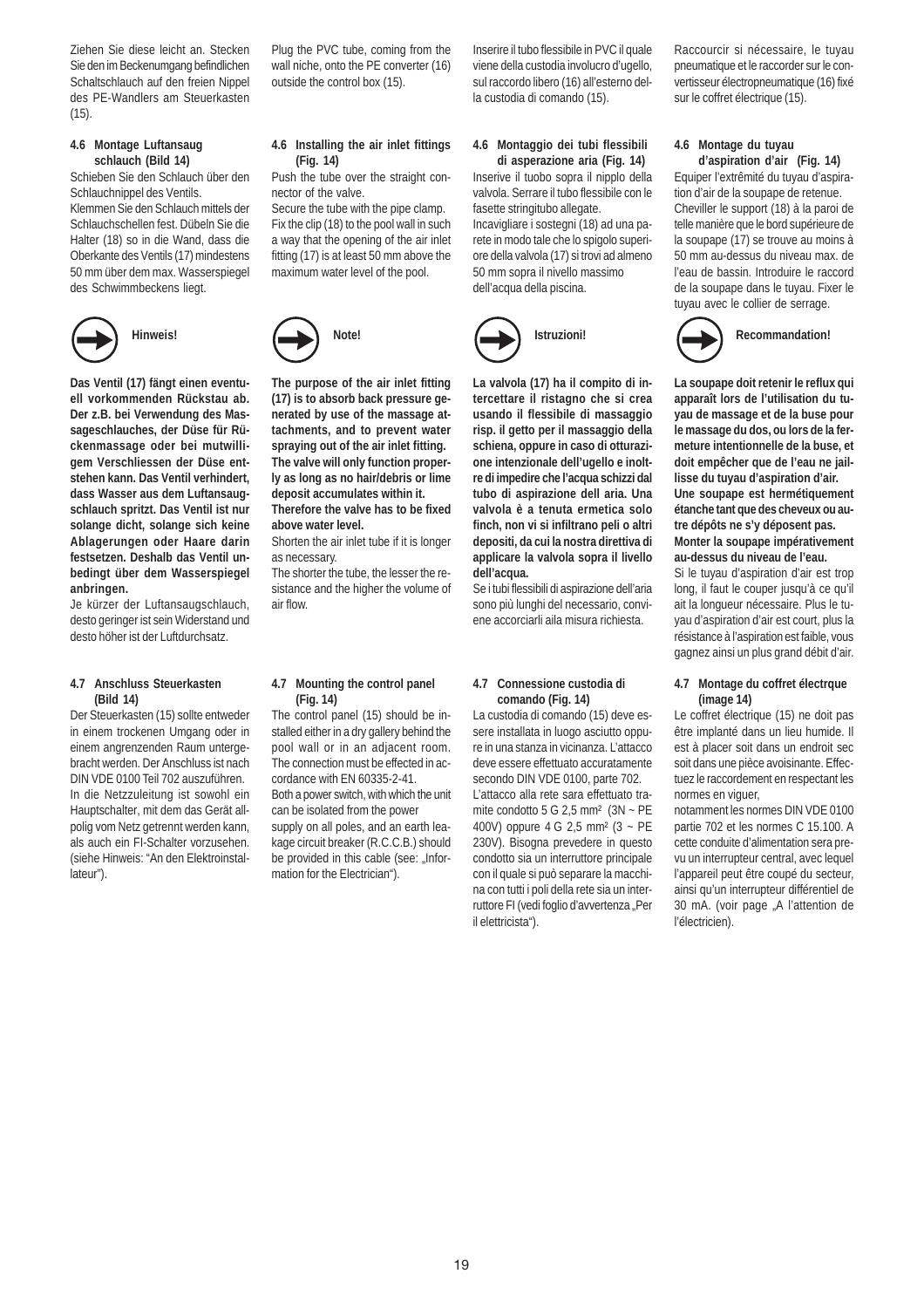Ziehen Sie diese leicht an. Stecken Sie den im Beckenumgang befindlichen Schaltschlauch auf den freien Nippel des PE-Wandlers am Steuerkasten (15).

#### 4.6 Montage Luftansaug schlauch (Bild 14)

Schieben Sie den Schlauch über den Schlauchnippel des Ventils.
Klemmen Sie den Schlauch mittels der Schlauchschellen fest. Dübeln Sie die Halter (18) so in die Wand, dass die Oberkante des Ventils (17) mindestens 50 mm über dem max. Wasserspiegel des Schwimmbeckens liegt.

**Hinweis!**

**Das Ventil (17) fängt einen eventuell vorkommenden Rückstau ab. Der z.B. bei Verwendung des Massageschlauches, der Düse für Rückenmassage oder bei mutwilligem Verschliessen der Düse entstehen kann. Das Ventil verhindert, dass Wasser aus dem Luftansaugschlauch spritzt. Das Ventil ist nur solange dicht, solange sich keine Ablagerungen oder Haare darin festsetzen. Deshalb das Ventil unbedingt über dem Wasserspiegel anbringen.**

Je kürzer der Luftansaugschlauch, desto geringer ist sein Widerstand und desto höher ist der Luftdurchsatz.

#### 4.7 Anschluss Steuerkasten (Bild 14)

Der Steuerkasten (15) sollte entweder in einem trockenen Umgang oder in einem angrenzenden Raum untergebracht werden. Der Anschluss ist nach DIN VDE 0100 Teil 702 auszuführen.
In die Netzzuleitung ist sowohl ein Hauptschalter, mit dem das Gerät allpolig vom Netz getrennt werden kann, als auch ein FI-Schalter vorzusehen. (siehe Hinweis: "An den Elektroinstallateur").

Plug the PVC tube, coming from the wall niche, onto the PE converter (16) outside the control box (15).

#### 4.6 Installing the air inlet fittings (Fig. 14)

Push the tube over the straight connector of the valve.
Secure the tube with the pipe clamp. Fix the clip (18) to the pool wall in such a way that the opening of the air inlet fitting (17) is at least 50 mm above the maximum water level of the pool.

**Note!**

**The purpose of the air inlet fitting (17) is to absorb back pressure generated by use of the massage attachments, and to prevent water spraying out of the air inlet fitting. The valve will only function properly as long as no hair/debris or lime deposit accumulates within it. Therefore the valve has to be fixed above water level.**

Shorten the air inlet tube if it is longer as necessary.
The shorter the tube, the lesser the resistance and the higher the volume of air flow.

#### 4.7 Mounting the control panel (Fig. 14)

The control panel (15) should be installed either in a dry gallery behind the pool wall or in an adjacent room. The connection must be effected in accordance with EN 60335-2-41.
Both a power switch, with which the unit can be isolated from the power supply on all poles, and an earth leakage circuit breaker (R.C.C.B.) should be provided in this cable (see: „Information for the Electrician“).

Inserire il tubo flessibile in PVC il quale viene della custodia involucro d'ugello, sul raccordo libero (16) all'esterno della custodia di comando (15).

#### 4.6 Montaggio dei tubi flessibili di asperazione aria (Fig. 14)

Inserive il tuobo sopra il nipplo della valvola. Serrare il tubo flessibile con le fasette stringitubo allegate.
Incavigliare i sostegni (18) ad una parete in modo tale che lo spigolo superiore della valvola (17) si trovi ad almeno 50 mm sopra il nivello massimo dell'acqua della piscina.

**Istruzioni!**

**La valvola (17) ha il compito di intercettare il ristagno che si crea usando il flessibile di massaggio risp. il getto per il massaggio della schiena, oppure in caso di otturazione intenzionale dell'ugello e inoltre di impedire che l'acqua schizzi dal tubo di aspirazione dell aria. Una valvola è a tenuta ermetica solo finch, non vi si infiltrano peli o altri depositi, da cui la nostra direttiva di applicare la valvola sopra il livello dell'acqua.**

Se i tubi flessibili di aspirazione dell'aria sono più lunghi del necessario, conviene accorciarli aila misura richiesta.

#### 4.7 Connessione custodia di comando (Fig. 14)

La custodia di comando (15) deve essere installata in luogo asciutto oppure in una stanza in vicinanza. L'attacco deve essere effettuato accuratamente secondo DIN VDE 0100, parte 702.
L'attacco alla rete sara effettuato tramite condotto 5 G 2,5 mm² (3N ~ PE 400V) oppure 4 G 2,5 mm² (3 ~ PE 230V). Bisogna prevedere in questo condotto sia un interruttore principale con il quale si può separare la macchina con tutti i poli della rete sia un interruttore FI (vedi foglio d'avvertenza „Per il elettricista“).

Raccourcir si nécessaire, le tuyau pneumatique et le raccorder sur le convertisseur électropneumatique (16) fixé sur le coffret électrique (15).

#### 4.6 Montage du tuyau d'aspiration d'air (Fig. 14)

Equiper l'extrêmité du tuyau d'aspiration d'air de la soupape de retenue. Cheviller le support (18) à la paroi de telle manière que le bord supérieure de la soupape (17) se trouve au moins à 50 mm au-dessus du niveau max. de l'eau de bassin. Introduire le raccord de la soupape dans le tuyau. Fixer le tuyau avec le collier de serrage.

**Recommandation!**

**La soupape doit retenir le reflux qui apparaît lors de l'utilisation du tuyau de massage et de la buse pour le massage du dos, ou lors de la fermeture intentionnelle de la buse, et doit empêcher que de l'eau ne jaillisse du tuyau d'aspiration d'air. Une soupape est hermétiquement étanche tant que des cheveux ou autre dépôts ne s'y déposent pas. Monter la soupape impérativement au-dessus du niveau de l'eau.**

Si le tuyau d'aspiration d'air est trop long, il faut le couper jusqu'à ce qu'il ait la longueur nécessaire. Plus le tuyau d'aspiration d'air est court, plus la résistance à l'aspiration est faible, vous gagnez ainsi un plus grand débit d'air.

#### 4.7 Montage du coffret électrque (image 14)

Le coffret électrique (15) ne doit pas être implanté dans un lieu humide. Il est à placer soit dans un endroit sec soit dans une pièce avoisinante. Effectuez le raccordement en respectant les normes en viguer,
notamment les normes DIN VDE 0100 partie 702 et les normes C 15.100. A cette conduite d'alimentation sera prevu un interrupteur central, avec lequel l'appareil peut être coupé du secteur, ainsi qu'un interrupteur différentiel de 30 mA. (voir page „A l'attention de l'électricien).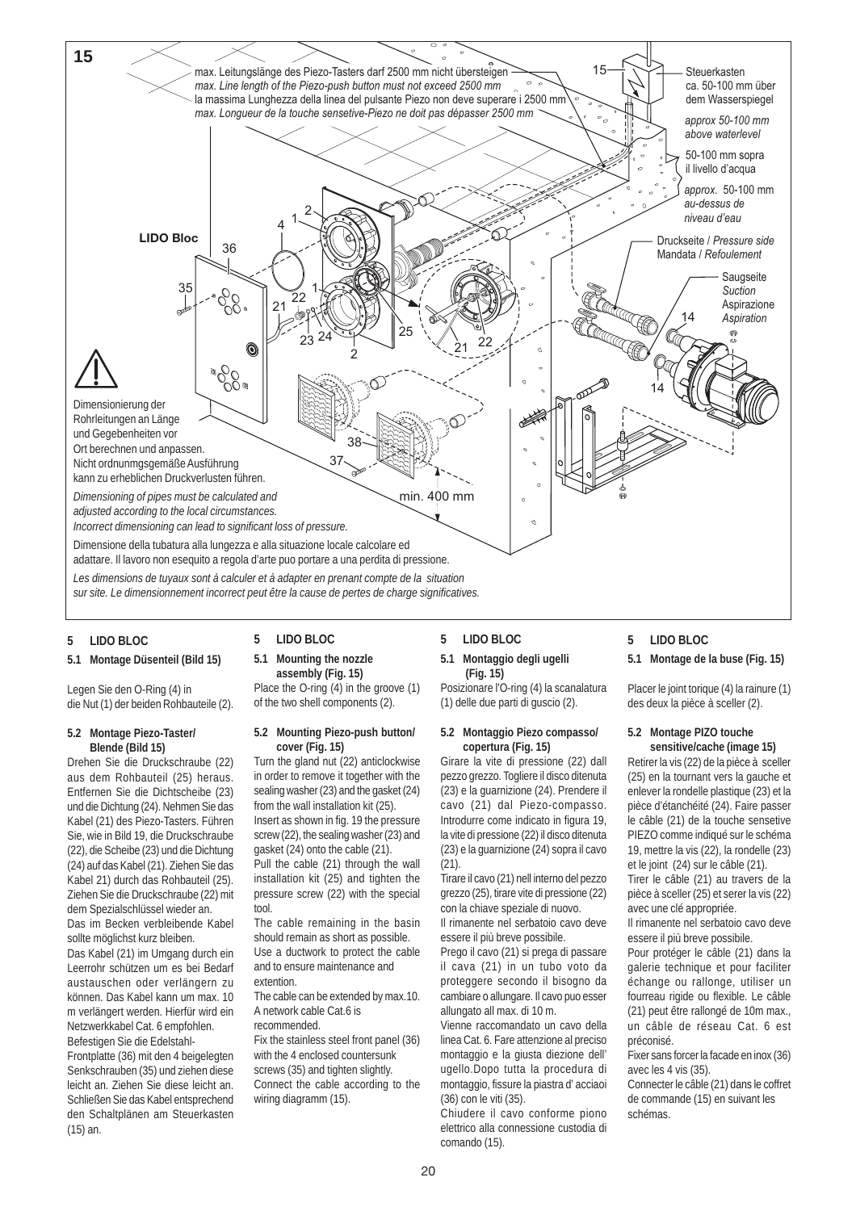**15**

max. Leitungslänge des Piezo-Tasters darf 2500 mm nicht übersteigen
*max. Line length of the Piezo-push button must not exceed 2500 mm*
la massima Lunghezza della linea del pulsante Piezo non deve superare i 2500 mm
*max. Longueur de la touche sensetive-Piezo ne doit pas dépasser 2500 mm*

Steuerkasten ca. 50-100 mm über dem Wasserspiegel
*approx 50-100 mm above waterlevel*
50-100 mm sopra il livello d'acqua
*approx. 50-100 mm au-dessus de niveau d'eau*

Druckseite / *Pressure side*
Mandata / *Refoulement*

Saugseite
*Suction*
Aspirazione
*Aspiration*

LIDO Bloc

min. 400 mm

Dimensionierung der Rohrleitungen an Länge und Gegebenheiten vor Ort berechnen und anpassen. Nicht ordnunmgsgemäße Ausführung kann zu erheblichen Druckverlusten führen.

*Dimensioning of pipes must be calculated and adjusted according to the local circumstances. Incorrect dimensioning can lead to significant loss of pressure.*

Dimensione della tubatura alla lungezza e alla situazione locale calcolare ed adattare. Il lavoro non eseguito a regola d'arte puo portare a una perdita di pressione.

*Les dimensions de tuyaux sont à calculer et à adapter en prenant compte de la situation sur site. Le dimensionnement incorrect peut être la cause de pertes de charge significatives.*

## 5 LIDO BLOC

### 5.1 Montage Düsenteil (Bild 15)

Legen Sie den O-Ring (4) in die Nut (1) der beiden Rohbauteile (2).

### 5.2 Montage Piezo-Taster/ Blende (Bild 15)

Drehen Sie die Druckschraube (22) aus dem Rohbauteil (25) heraus. Entfernen Sie die Dichtscheibe (23) und die Dichtung (24). Nehmen Sie das Kabel (21) des Piezo-Tasters. Führen Sie, wie in Bild 19, die Druckschraube (22), die Scheibe (23) und die Dichtung (24) auf das Kabel (21). Ziehen Sie das Kabel 21) durch das Rohbauteil (25). Ziehen Sie die Druckschraube (22) mit dem Spezialschlüssel wieder an.
Das im Becken verbleibende Kabel sollte möglichst kurz bleiben.
Das Kabel (21) im Umgang durch ein Leerrohr schützen um es bei Bedarf austauschen oder verlängern zu können. Das Kabel kann um max. 10 m verlängert werden. Hierfür wird ein Netzwerkkabel Cat. 6 empfohlen.
Befestigen Sie die Edelstahl-Frontplatte (36) mit den 4 beigelegten Senkschrauben (35) und ziehen diese leicht an. Ziehen Sie diese leicht an. Schließen Sie das Kabel entsprechend den Schaltplänen am Steuerkasten (15) an.

## 5 LIDO BLOC

### 5.1 Mounting the nozzle assembly (Fig. 15)

Place the O-ring (4) in the groove (1) of the two shell components (2).

### 5.2 Mounting Piezo-push button/ cover (Fig. 15)

Turn the gland nut (22) anticlockwise in order to remove it together with the sealing washer (23) and the gasket (24) from the wall installation kit (25).
Insert as shown in fig. 19 the pressure screw (22), the sealing washer (23) and gasket (24) onto the cable (21).
Pull the cable (21) through the wall installation kit (25) and tighten the pressure screw (22) with the special tool.
The cable remaining in the basin should remain as short as possible.
Use a ductwork to protect the cable and to ensure maintenance and extention.
The cable can be extended by max.10. A network cable Cat.6 is recommended.
Fix the stainless steel front panel (36) with the 4 enclosed countersunk screws (35) and tighten slightly.
Connect the cable according to the wiring diagramm (15).

## 5 LIDO BLOC

### 5.1 Montaggio degli ugelli (Fig. 15)

Posizionare l'O-ring (4) la scanalatura (1) delle due parti di guscio (2).

### 5.2 Montaggio Piezo compasso/ copertura (Fig. 15)

Girare la vite di pressione (22) dall pezzo grezzo. Togliere il disco ditenuta (23) e la guarnizione (24). Prendere il cavo (21) dal Piezo-compasso. Introdurre come indicato in figura 19, la vite di pressione (22) il disco ditenuta (23) e la guarnizione (24) sopra il cavo (21).
Tirare il cavo (21) nell interno del pezzo grezzo (25), tirare vite di pressione (22) con la chiave speziale di nuovo.
Il rimanente nel serbatoio cavo deve essere il più breve possibile.
Prego il cavo (21) si prega di passare il cava (21) in un tubo voto da proteggere secondo il bisogno da cambiare o allungare. Il cavo puo esser allungato al max. di 10 m.
Vienne raccomandato un cavo della linea Cat. 6. Fare attenzione al preciso montaggio e la giusta diezione dell' ugello.Dopo tutta la procedura di montaggio, fissure la piastra d' acciaoi (36) con le viti (35).
Chiudere il cavo conforme piono elettrico alla connessione custodia di comando (15).

## 5 LIDO BLOC

### 5.1 Montage de la buse (Fig. 15)

Placer le joint torique (4) la rainure (1) des deux la pièce à sceller (2).

### 5.2 Montage PIZO touche sensitive/cache (image 15)

Retirer la vis (22) de la pièce à sceller (25) en la tournant vers la gauche et enlever la rondelle plastique (23) et la pièce d'étanchéité (24). Faire passer le câble (21) de la touche sensetive PIEZO comme indiqué sur le schéma 19, mettre la vis (22), la rondelle (23) et le joint (24) sur le câble (21).
Tirer le câble (21) au travers de la pièce à sceller (25) et serer la vis (22) avec une clé appropriée.
Il rimanente nel serbatoio cavo deve essere il più breve possibile.
Pour protéger le câble (21) dans la galerie technique et pour faciliter échange ou rallonge, utiliser un fourreau rigide ou flexible. Le câble (21) peut être rallongé de 10m max., un câble de réseau Cat. 6 est préconisé.
Fixer sans forcer la facade en inox (36) avec les 4 vis (35).
Connecter le câble (21) dans le coffret de commande (15) en suivant les schémas.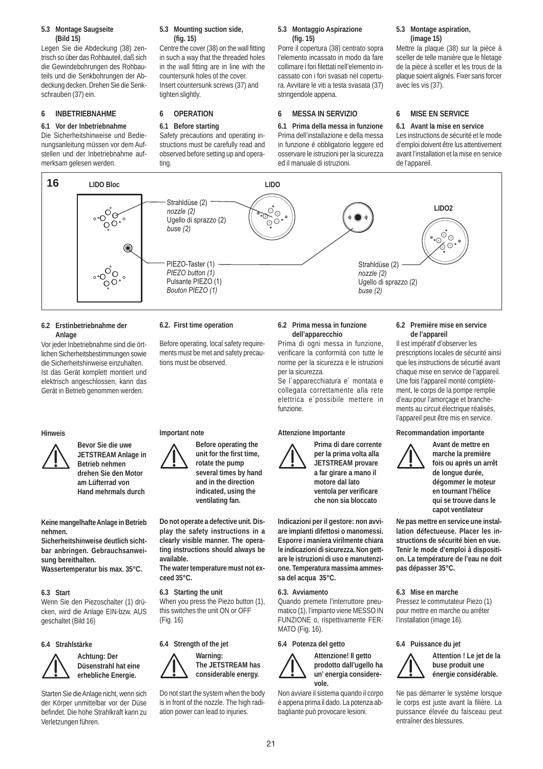### 5.3 Montage Saugseite (Bild 15)

Legen Sie die Abdeckung (38) zentrisch so über das Rohbauteil, daß sich die Gewindebohrungen des Rohbauteils und die Senkbohrungen der Abdeckung decken. Drehen Sie die Senkschrauben (37) ein.

## 6 INBETRIEBNAHME

### 6.1 Vor der Inbetriebnahme

Die Sicherheitshinweise und Bedienungsanleitung müssen vor dem Aufstellen und der Inbetriebnahme aufmerksam gelesen werden.

### 5.3 Mounting suction side, (fig. 15)

Centre the cover (38) on the wall fitting in such a way that the threaded holes in the wall fitting are in line with the countersunk holes of the cover. Insert countersunk screws (37) and tighten slightly.

## 6 OPERATION

### 6.1 Before starting

Safety precautions and operating instructions must be carefully read and observed before setting up and operating.

### 5.3 Montaggio Aspirazione (fig. 15)

Porre il copertura (38) centrato sopra l'elemento incassato in modo da fare collimare i fori filettati nell'elemento incassato con i fori svasati nel copertura. Avvitare le viti a testa svasata (37) stringendole appena.

## 6 MESSA IN SERVIZIO

### 6.1 Prima della messa in funzione

Prima dell'installazione e della messa in funzione è obbligatorio leggere ed osservare le istruzioni per la sicurezza ed il manuale di istruzioni.

### 5.3 Montage aspiration, (image 15)

Mettre la plaque (38) sur la pièce à sceller de telle manière que le filetage de la pièce à sceller et les trous de la plaque soient alignés. Fixer sans forcer avec les vis (37).

## 6 MISE EN SERVICE

### 6.1 Avant la mise en service

Les instructions de sécurité et le mode d'emploi doivent être lus attentivement avant l'installation et la mise en service de l'appareil.

**16**

LIDO Bloc — LIDO — LIDO2

Strahldüse (2)
*nozzle (2)*
Ugello di sprazzo (2)
*buse (2)*

PIEZO-Taster (1)
*PIEZO button (1)*
Pulsante PIEZO (1)
*Bouton PIEZO (1)*

Strahldüse (2)
*nozzle (2)*
Ugello di sprazzo (2)
*buse (2)*

### 6.2 Erstinbetriebnahme der Anlage

Vor jeder Inbetriebnahme sind die örtlichen Sicherheitsbestimmungen sowie die Sicherheitshinweise einzuhalten. Ist das Gerät komplett montiert und elektrisch angeschlossen, kann das Gerät in Betrieb genommen werden.

**Hinweis**

**Bevor Sie die uwe JETSTREAM Anlage in Betrieb nehmen drehen Sie den Motor am Lüfterrad von Hand mehrmals durch**

**Keine mangelhafte Anlage in Betrieb nehmen.**
**Sicherheitshinweise deutlich sichtbar anbringen. Gebrauchsanweisung bereithalten.**
**Wassertemperatur bis max. 35°C.**

### 6.3 Start

Wenn Sie den Piezoschalter (1) drücken, wird die Anlage EIN-bzw. AUS geschaltet (Bild 16)

### 6.4 Strahlstärke

**Achtung: Der Düsenstrahl hat eine erhebliche Energie.**

Starten Sie die Anlage nicht, wenn sich der Körper unmittelbar vor der Düse befindet. Die hohe Strahlkraft kann zu Verletzungen führen.

### 6.2. First time operation

Before operating, local safety requirements must be met and safety precautions must be observed.

**Important note**

**Before operating the unit for the first time, rotate the pump several times by hand and in the direction indicated, using the ventilating fan.**

**Do not operate a defective unit. Display the safety instructions in a clearly visible manner. The operating instructions should always be available.**
**The water temperature must not exceed 35°C.**

### 6.3 Starting the unit

When you press the Piezo button (1), this switches the unit ON or OFF (Fig. 16)

### 6.4 Strength of the jet

**Warning: The JETSTREAM has considerable energy.**

Do not start the system when the body is in front of the nozzle. The high radiation power can lead to injuries.

### 6.2 Prima messa in funzione dell'apparecchio

Prima di ogni messa in funzione, verificare la conformità con tutte le norme per la sicurezza e le istruzioni per la sicurezza.
Se l´apparecchiatura e´ montata e collegata correttamente alla rete elettrica e´possibile mettere in funzione.

**Attenzione Importante**

**Prima di dare corrente per la prima volta alla JETSTREAM provare a far girare a mano il motore dal lato ventola per verificare che non sia bloccato**

**Indicazioni per il gestore: non avviare impianti difettosi o manomessi. Esporre i maniera virilmente chiara le indicazioni di sicurezza. Non gettare le istruzioni di uso e manutenzione. Temperatura massima ammessa del acqua 35°C.**

### 6.3. Avviamento

Quando premete l'interruttore pneumatico (1), l'impianto viene MESSO IN FUNZIONE o, rispettivamente FERMATO (Fig. 16).

### 6.4 Potenza del getto

**Attenzione! Il getto prodotto dall'ugello ha un' energia considerevole.**

Non avviare il sistema quando il corpo è appena prima il dado. La potenza abbagliante può provocare lesioni.

### 6.2 Première mise en service de l'appareil

Il est impératif d'observer les prescriptions locales de sécurité ainsi que les instructions de sécurtié avant chaque mise en service de l'appareil. Une fois l'appareil monté complètement, le corps de la pompe remplie d'eau pour l'amorçage et branchements au circuit électrique réalisés, l'appareil peut être mis en service.

**Recommandation importante**

**Avant de mettre en marche la première fois ou après un arrêt de longue durée, dégommer le moteur en tournant l'hélice qui se trouve dans le capot ventilateur**

**Ne pas mettre en service une installation défectueuse. Placer les instructions de sécurité bien en vue. Tenir le mode d'emploi à disposition. La température de l'eau ne doit pas dépasser 35°C.**

### 6.3 Mise en marche

Pressez le commutateur Piezo (1) pour mettre en marche ou arrêter l'installation (image 16).

### 6.4 Puissance du jet

**Attention ! Le jet de la buse produit une énergie considérable.**

Ne pas démarrer le système lorsque le corps est juste avant la filière. La puissance élevée du faisceau peut entraîner des blessures.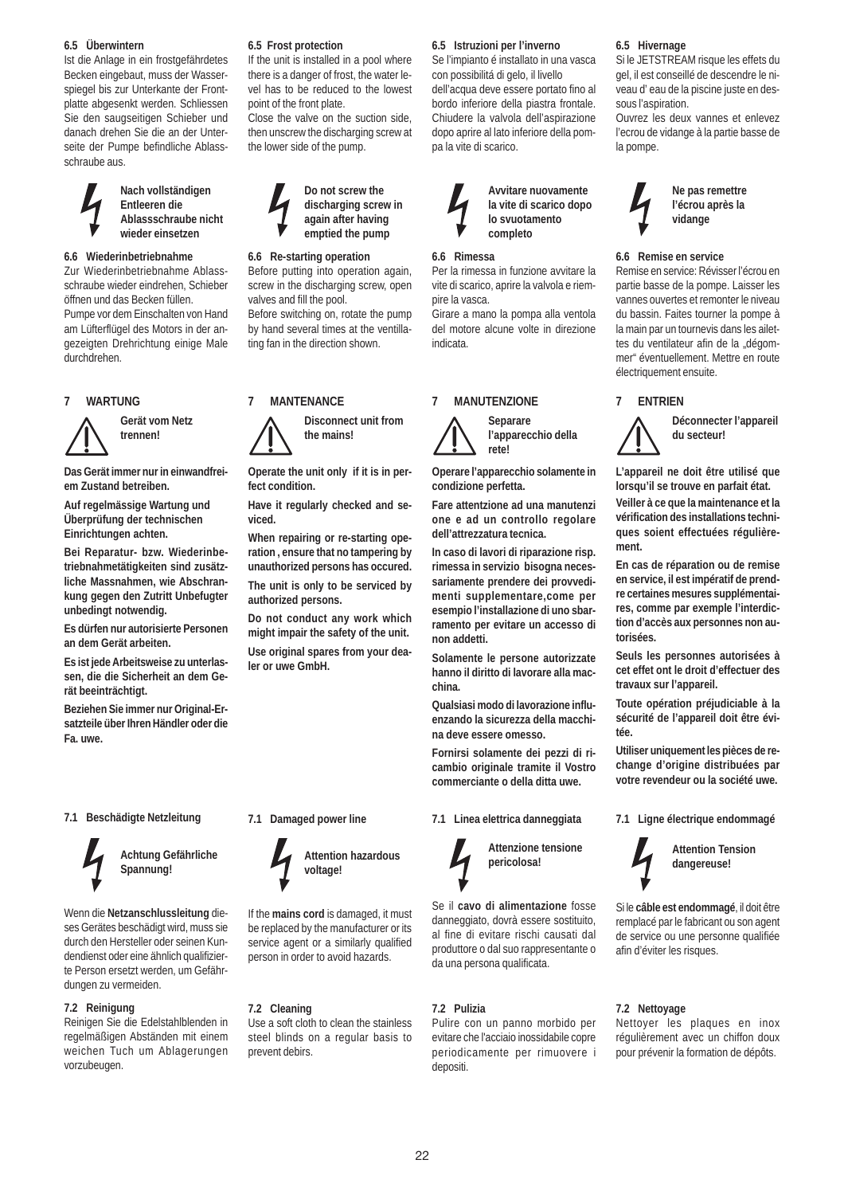### 6.5 Überwintern

Ist die Anlage in ein frostgefährdetes Becken eingebaut, muss der Wasserspiegel bis zur Unterkante der Frontplatte abgesenkt werden. Schliessen Sie den saugseitigen Schieber und danach drehen Sie die an der Unterseite der Pumpe befindliche Ablassschraube aus.

**Nach vollständigen Entleeren die Ablassschraube nicht wieder einsetzen**

### 6.6 Wiederinbetriebnahme

Zur Wiederinbetriebnahme Ablassschraube wieder eindrehen, Schieber öffnen und das Becken füllen.
Pumpe vor dem Einschalten von Hand am Lüfterflügel des Motors in der angezeigten Drehrichtung einige Male durchdrehen.

## 7 WARTUNG

**Gerät vom Netz trennen!**

**Das Gerät immer nur in einwandfreiem Zustand betreiben.**

**Auf regelmässige Wartung und Überprüfung der technischen Einrichtungen achten.**

**Bei Reparatur- bzw. Wiederinbetriebnahmetätigkeiten sind zusätzliche Massnahmen, wie Abschrankung gegen den Zutritt Unbefugter unbedingt notwendig.**

**Es dürfen nur autorisierte Personen an dem Gerät arbeiten.**

**Es ist jede Arbeitsweise zu unterlassen, die die Sicherheit an dem Gerät beeinträchtigt.**

**Beziehen Sie immer nur Original-Ersatzteile über Ihren Händler oder die Fa. uwe.**

### 7.1 Beschädigte Netzleitung

**Achtung Gefährliche Spannung!**

Wenn die **Netzanschlussleitung** dieses Gerätes beschädigt wird, muss sie durch den Hersteller oder seinen Kundendienst oder eine ähnlich qualifizierte Person ersetzt werden, um Gefährdungen zu vermeiden.

### 7.2 Reinigung

Reinigen Sie die Edelstahlblenden in regelmäßigen Abständen mit einem weichen Tuch um Ablagerungen vorzubeugen.

### 6.5 Frost protection

If the unit is installed in a pool where there is a danger of frost, the water level has to be reduced to the lowest point of the front plate.
Close the valve on the suction side, then unscrew the discharging screw at the lower side of the pump.

**Do not screw the discharging screw in again after having emptied the pump**

### 6.6 Re-starting operation

Before putting into operation again, screw in the discharging screw, open valves and fill the pool.
Before switching on, rotate the pump by hand several times at the ventillating fan in the direction shown.

## 7 MANTENANCE

**Disconnect unit from the mains!**

**Operate the unit only if it is in perfect condition.**

**Have it regularly checked and seviced.**

**When repairing or re-starting operation , ensure that no tampering by unauthorized persons has occured.**

**The unit is only to be serviced by authorized persons.**

**Do not conduct any work which might impair the safety of the unit.**

**Use original spares from your dealer or uwe GmbH.**

### 7.1 Damaged power line

**Attention hazardous voltage!**

If the **mains cord** is damaged, it must be replaced by the manufacturer or its service agent or a similarly qualified person in order to avoid hazards.

### 7.2 Cleaning

Use a soft cloth to clean the stainless steel blinds on a regular basis to prevent debris.

### 6.5 Istruzioni per l'inverno

Se l'impianto é installato in una vasca con possibilitá di gelo, il livello dell'acqua deve essere portato fino al bordo inferiore della piastra frontale. Chiudere la valvola dell'aspirazione dopo aprire al lato inferiore della pompa la vite di scarico.

**Avvitare nuovamente la vite di scarico dopo lo svuotamento completo**

### 6.6 Rimessa

Per la rimessa in funzione avvitare la vite di scarico, aprire la valvola e riempire la vasca.
Girare a mano la pompa alla ventola del motore alcune volte in direzione indicata.

## 7 MANUTENZIONE

**Separare l'apparecchio della rete!**

**Operare l'apparecchio solamente in condizione perfetta.**

**Fare attentzione ad una manutenzi one e ad un controllo regolare dell'attrezzatura tecnica.**

**In caso di lavori di riparazione risp. rimessa in servizio bisogna necessariamente prendere dei provvedimenti supplementare,come per esempio l'installazione di uno sbarramento per evitare un accesso di non addetti.**

**Solamente le persone autorizzate hanno il diritto di lavorare alla macchina.**

**Qualsiasi modo di lavorazione influenzando la sicurezza della macchina deve essere omesso.**

**Fornirsi solamente dei pezzi di ricambio originale tramite il Vostro commerciante o della ditta uwe.**

### 7.1 Linea elettrica danneggiata

**Attenzione tensione pericolosa!**

Se il **cavo di alimentazione** fosse danneggiato, dovrà essere sostituito, al fine di evitare rischi causati dal produttore o dal suo rappresentante o da una persona qualificata.

### 7.2 Pulizia

Pulire con un panno morbido per evitare che l'acciaio inossidabile copre periodicamente per rimuovere i depositi.

### 6.5 Hivernage

Si le JETSTREAM risque les effets du gel, il est conseillé de descendre le niveau d' eau de la piscine juste en dessous l'aspiration.
Ouvrez les deux vannes et enlevez l'ecrou de vidange à la partie basse de la pompe.

**Ne pas remettre l'écrou après la vidange**

### 6.6 Remise en service

Remise en service: Révisser l'écrou en partie basse de la pompe. Laisser les vannes ouvertes et remonter le niveau du bassin. Faites tourner la pompe à la main par un tournevis dans les ailettes du ventilateur afin de la „dégommer" éventuellement. Mettre en route électriquement ensuite.

## 7 ENTRIEN

**Déconnecter l'appareil du secteur!**

**L'appareil ne doit être utilisé que lorsqu'il se trouve en parfait état.**

**Veiller à ce que la maintenance et la vérification des installations techniques soient effectuées régulièrement.**

**En cas de réparation ou de remise en service, il est impératif de prendre certaines mesures supplémentaires, comme par exemple l'interdiction d'accès aux personnes non autorisées.**

**Seuls les personnes autorisées à cet effet ont le droit d'effectuer des travaux sur l'appareil.**

**Toute opération préjudiciable à la sécurité de l'appareil doit être évitée.**

**Utiliser uniquement les pièces de rechange d'origine distribuées par votre revendeur ou la société uwe.**

### 7.1 Ligne électrique endommagé

**Attention Tension dangereuse!**

Si le **câble est endommagé**, il doit être remplacé par le fabricant ou son agent de service ou une personne qualifiée afin d'éviter les risques.

### 7.2 Nettoyage

Nettoyer les plaques en inox régulièrement avec un chiffon doux pour prévenir la formation de dépôts.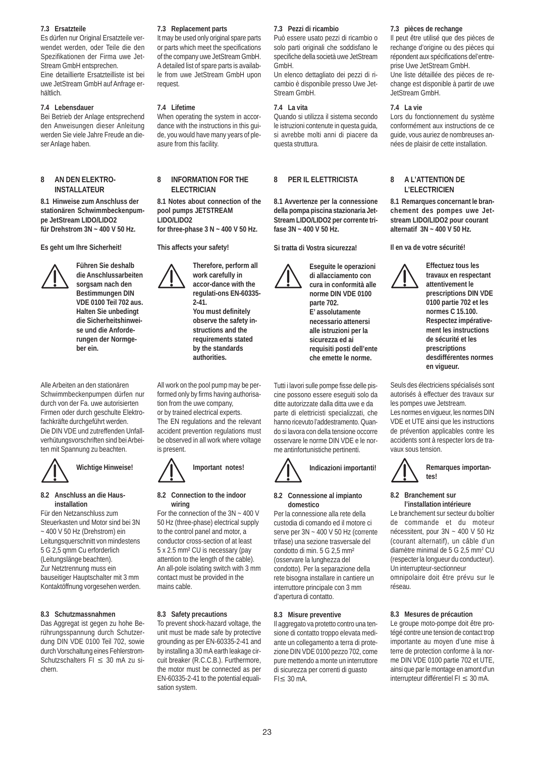### 7.3 Ersatzteile

Es dürfen nur Original Ersatzteile verwendet werden, oder Teile die den Spezifikationen der Firma uwe Jet-Stream GmbH entsprechen.
Eine detaillierte Ersatzteilliste ist bei uwe JetStream GmbH auf Anfrage erhältlich.

### 7.4 Lebensdauer

Bei Betrieb der Anlage entsprechend den Anweisungen dieser Anleitung werden Sie viele Jahre Freude an dieser Anlage haben.

## 8 AN DEN ELEKTRO-INSTALLATEUR

**8.1 Hinweise zum Anschluss der stationären Schwimmbeckenpumpe JetStream LIDO/LIDO2 für Drehstrom 3N ~ 400 V 50 Hz.**

**Es geht um Ihre Sicherheit!**

**Führen Sie deshalb die Anschlussarbeiten sorgsam nach den Bestimmungen DIN VDE 0100 Teil 702 aus. Halten Sie unbedingt die Sicherheitshinweise und die Anforderungen der Normgeber ein.**

Alle Arbeiten an den stationären Schwimmbeckenpumpen dürfen nur durch von der Fa. uwe autorisierten Firmen oder durch geschulte Elektrofachkräfte durchgeführt werden.
Die DIN VDE und zutreffenden Unfallverhütungsvorschriften sind bei Arbeiten mit Spannung zu beachten.

**Wichtige Hinweise!**

### 8.2 Anschluss an die Hausinstallation

Für den Netzanschluss zum Steuerkasten und Motor sind bei 3N ~ 400 V 50 Hz (Drehstrom) ein Leitungsquerschnitt von mindestens 5 G 2,5 qmm Cu erforderlich (Leitungslänge beachten).
Zur Netztrennung muss ein bauseitiger Hauptschalter mit 3 mm Kontaktöffnung vorgesehen werden.

### 8.3 Schutzmassnahmen

Das Aggregat ist gegen zu hohe Berührungsspannung durch Schutzerdung DIN VDE 0100 Teil 702, sowie durch Vorschaltung eines Fehlerstrom-Schutzschalters FI $\leq$ 30 mA zu sichern.

### 7.3 Replacement parts

It may be used only original spare parts or parts which meet the specifications of the company uwe JetStream GmbH. A detailed list of spare parts is available from uwe JetStream GmbH upon request.

### 7.4 Lifetime

When operating the system in accordance with the instructions in this guide, you would have many years of pleasure from this facility.

## 8 INFORMATION FOR THE ELECTRICIAN

**8.1 Notes about connection of the pool pumps JETSTREAM LIDO/LIDO2 for three-phase 3 N ~ 400 V 50 Hz.**

**This affects your safety!**

**Therefore, perform all work carefully in accor-dance with the regulati-ons EN-60335-2-41. You must definitely observe the safety instructions and the requirements stated by the standards authorities.**

All work on the pool pump may be performed only by firms having authorisation from the uwe company, or by trained electrical experts.
The EN regulations and the relevant accident prevention regulations must be observed in all work where voltage is present.

**Important notes!**

### 8.2 Connection to the indoor wiring

For the connection of the 3N ~ 400 V 50 Hz (three-phase) electrical supply to the control panel and motor, a conductor cross-section of at least 5 x 2.5 mm² CU is necessary (pay attention to the length of the cable). An all-pole isolating switch with 3 mm contact must be provided in the mains cable.

### 8.3 Safety precautions

To prevent shock-hazard voltage, the unit must be made safe by protective grounding as per EN-60335-2-41 and by installing a 30 mA earth leakage circuit breaker (R.C.C.B.). Furthermore, the motor must be connected as per EN-60335-2-41 to the potential equalisation system.

### 7.3 Pezzi di ricambio

Può essere usato pezzi di ricambio o solo parti originali che soddisfano le specifiche della società uwe JetStream GmbH.
Un elenco dettagliato dei pezzi di ricambio è disponibile presso Uwe Jet-Stream GmbH.

### 7.4 La vita

Quando si utilizza il sistema secondo le istruzioni contenute in questa guida, si avrebbe molti anni di piacere da questa struttura.

## 8 PER IL ELETTRICISTA

**8.1 Avvertenze per la connessione della pompa piscina stazionaria Jet-Stream LIDO/LIDO2 per corrente trifase 3N ~ 400 V 50 Hz.**

**Si tratta di Vostra sicurezza!**

**Eseguite le operazioni di allacciamento con cura in conformità alle norme DIN VDE 0100 parte 702. E' assolutamente necessario attenersi alle istruzioni per la sicurezza ed ai requisiti posti dell'ente che emette le norme.**

Tutti i lavori sulle pompe fisse delle piscine possono essere eseguiti solo da ditte autorizzate dalla ditta uwe e da parte di elettricisti specializzati, che hanno ricevuto l'addestramento. Quando si lavora con della tensione occorre osservare le norme DIN VDE e le norme antinfortunistiche pertinenti.

**Indicazioni importanti!**

### 8.2 Connessione al impianto domestico

Per la connessione alla rete della custodia di comando ed il motore ci serve per 3N ~ 400 V 50 Hz (corrente trifase) una sezione trasversale del condotto di min. 5 G 2,5 mm² (osservare la lunghezza del condotto). Per la separazione della rete bisogna installare in cantiere un interruttore principale con 3 mm d'apertura di contatto.

### 8.3 Misure preventive

Il aggregato va protetto contro una tensione di contatto troppo elevata mediante un collegamento a terra di protezione DIN VDE 0100 pezzo 702, come pure mettendo a monte un interruttore di sicurezza per correnti di guasto FI$\leq$ 30 mA.

### 7.3 pièces de rechange

Il peut être utilisé que des pièces de rechange d'origine ou des pièces qui répondent aux spécifications del'entreprise Uwe JetStream GmbH.
Une liste détaillée des pièces de rechange est disponible à partir de uwe JetStream GmbH.

### 7.4 La vie

Lors du fonctionnement du système conformément aux instructions de ce guide, vous auriez de nombreuses années de plaisir de cette installation.

## 8 A L'ATTENTION DE L'ELECTRICIEN

**8.1 Remarques concernant le branchement des pompes uwe Jetstream LIDO/LIDO2 pour courant alternatif 3N ~ 400 V 50 Hz.**

**Il en va de votre sécurité!**

**Effectuez tous les travaux en respectant attentivement le prescriptions DIN VDE 0100 partie 702 et les normes C 15.100. Respectez impérativement les instructions de sécurité et les prescriptions desdifférentes normes en vigueur.**

Seuls des électriciens spécialisés sont autorisés à effectuer des travaux sur les pompes uwe Jetstream.
Les normes en vigueur, les normes DIN VDE et UTE ainsi que les instructions de prévention applicables contre les accidents sont à respecter lors de travaux sous tension.

**Remarques importantes!**

### 8.2 Branchement sur l'installation intérieure

Le branchement sur secteur du boîtier de commande et du moteur nécessitent, pour 3N ~ 400 V 50 Hz (courant alternatif), un câble d'un diamètre minimal de 5 G 2,5 mm² CU (respecter la longueur du conducteur). Un interrupteur-sectionneur omnipolaire doit être prévu sur le réseau.

### 8.3 Mesures de précaution

Le groupe moto-pompe doit être protégé contre une tension de contact trop importante au moyen d'une mise à terre de protection conforme à la norme DIN VDE 0100 partie 702 et UTE, ainsi que par le montage en amont d'un interrupteur différentiel FI $\leq$ 30 mA.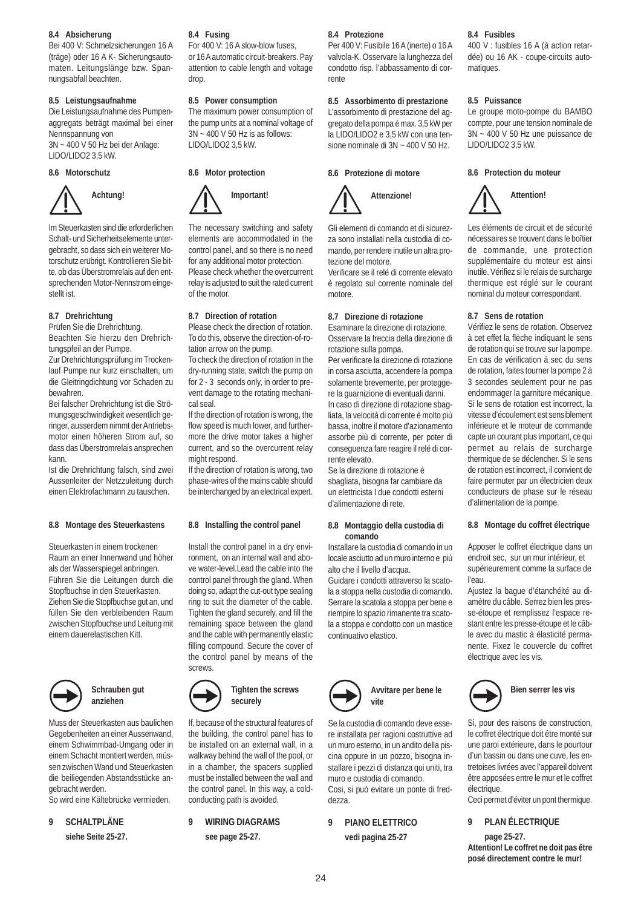#### 8.4 Absicherung

Bei 400 V: Schmelzsicherungen 16 A (träge) oder 16 A K- Sicherungsautomaten. Leitungslänge bzw. Spannungsabfall beachten.

#### 8.5 Leistungsaufnahme

Die Leistungsaufnahme des Pumpenaggregats beträgt maximal bei einer Nennspannung von
3N ~ 400 V 50 Hz bei der Anlage:
LIDO/LIDO2 3,5 kW.

#### 8.6 Motorschutz

**Achtung!**

Im Steuerkasten sind die erforderlichen Schalt- und Sicherheitselemente untergebracht, so dass sich ein weiterer Motorschutz erübrigt. Kontrollieren Sie bitte, ob das Überstromrelais auf den entsprechenden Motor-Nennstrom eingestellt ist.

#### 8.7 Drehrichtung

Prüfen Sie die Drehrichtung.
Beachten Sie hierzu den Drehrichtungspfeil an der Pumpe.
Zur Drehrichtungsprüfung im Trockenlauf Pumpe nur kurz einschalten, um die Gleitringdichtung vor Schaden zu bewahren.
Bei falscher Drehrichtung ist die Strömungsgeschwindigkeit wesentlich geringer, ausserdem nimmt der Antriebsmotor einen höheren Strom auf, so dass das Überstromrelais ansprechen kann.
Ist die Drehrichtung falsch, sind zwei Aussenleiter der Netzzuleitung durch einen Elektrofachmann zu tauschen.

#### 8.8 Montage des Steuerkastens

Steuerkasten in einem trockenen Raum an einer Innenwand und höher als der Wasserspiegel anbringen.
Führen Sie die Leitungen durch die Stopfbuchse in den Steuerkasten.
Ziehen Sie die Stopfbuchse gut an, und füllen Sie den verbleibenden Raum zwischen Stopfbuchse und Leitung mit einem dauerelastischen Kitt.

**Schrauben gut anziehen**

Muss der Steuerkasten aus baulichen Gegebenheiten an einer Aussenwand, einem Schwimmbad-Umgang oder in einem Schacht montiert werden, müssen zwischen Wand und Steuerkasten die beiliegenden Abstandsstücke angebracht werden.
So wird eine Kältebrücke vermieden.

### 9 SCHALTPLÄNE

**siehe Seite 25-27.**

#### 8.4 Fusing

For 400 V: 16 A slow-blow fuses, or 16 A automatic circuit-breakers. Pay attention to cable length and voltage drop.

#### 8.5 Power consumption

The maximum power consumption of the pump units at a nominal voltage of 3N ~ 400 V 50 Hz is as follows:
LIDO/LIDO2 3,5 kW.

#### 8.6 Motor protection

**Important!**

The necessary switching and safety elements are accommodated in the control panel, and so there is no need for any additional motor protection.
Please check whether the overcurrent relay is adjusted to suit the rated current of the motor.

#### 8.7 Direction of rotation

Please check the direction of rotation. To do this, observe the direction-of-rotation arrow on the pump.
To check the direction of rotation in the dry-running state, switch the pump on for 2 - 3 seconds only, in order to prevent damage to the rotating mechanical seal.
If the direction of rotation is wrong, the flow speed is much lower, and furthermore the drive motor takes a higher current, and so the overcurrent relay might respond.
If the direction of rotation is wrong, two phase-wires of the mains cable should be interchanged by an electrical expert.

#### 8.8 Installing the control panel

Install the control panel in a dry environment, on an internal wall and above water-level.Lead the cable into the control panel through the gland. When doing so, adapt the cut-out type sealing ring to suit the diameter of the cable. Tighten the gland securely, and fill the remaining space between the gland and the cable with permanently elastic filling compound. Secure the cover of the control panel by means of the screws.

**Tighten the screws securely**

If, because of the structural features of the building, the control panel has to be installed on an external wall, in a walkway behind the wall of the pool, or in a chamber, the spacers supplied must be installed between the wall and the control panel. In this way, a cold-conducting path is avoided.

### 9 WIRING DIAGRAMS

**see page 25-27.**

#### 8.4 Protezione

Per 400 V: Fusibile 16 A (inerte) o 16 A valvola-K. Osservare la lunghezza del condotto risp. l'abbassamento di corrente

#### 8.5 Assorbimento di prestazione

L'assorbimento di prestazione del aggregato della pompa è max. 3,5 kW per la LIDO/LIDO2 e 3,5 kW con una tensione nominale di 3N ~ 400 V 50 Hz.

#### 8.6 Protezione di motore

**Attenzione!**

Gli elementi di comando et di sicurezza sono installati nella custodia di comando, per rendere inutile un altra protezione del motore.
Verificare se il relé di corrente elevato è regolato sul corrente nominale del motore.

#### 8.7 Direzione di rotazione

Esaminare la direzione di rotazione.
Osservare la freccia della direzione di rotazione sulla pompa.
Per verificare la direzione di rotazione in corsa asciutta, accendere la pompa solamente brevemente, per proteggere la guarnizione di eventuali danni.
In caso di direzione di rotazione sbagliata, la velocità di corrente è molto più bassa, inoltre il motore d'azionamento assorbe più di corrente, per poter di conseguenza fare reagire il relé di corrente elevato.
Se la direzione di rotazione è sbagliata, bisogna far cambiare da un elettricista I due condotti esterni d'alimentazione di rete.

#### 8.8 Montaggio della custodia di comando

Installare la custodia di comando in un locale asciutto ad un muro interno e più alto che il livello d'acqua.
Guidare i condotti attraverso la scatola a stoppa nella custodia di comando. Serrare la scatola a stoppa per bene e riempire lo spazio rimanente tra scatola a stoppa e condotto con un mastice continuativo elastico.

**Avvitare per bene le vite**

Se la custodia di comando deve essere installata per ragioni costruttive ad un muro esterno, in un andito della piscina oppure in un pozzo, bisogna installare i pezzi di distanza qui uniti, tra muro e custodia di comando.
Cosi, si può evitare un ponte di freddezza.

### 9 PIANO ELETTRICO

**vedi pagina 25-27**

#### 8.4 Fusibles

400 V : fusibles 16 A (à action retardée) ou 16 AK - coupe-circuits automatiques.

#### 8.5 Puissance

Le groupe moto-pompe du BAMBO compte, pour une tension nominale de 3N ~ 400 V 50 Hz une puissance de LIDO/LIDO2 3,5 kW.

#### 8.6 Protection du moteur

**Attention!**

Les éléments de circuit et de sécurité nécessaires se trouvent dans le boîtier de commande, une protection supplémentaire du moteur est ainsi inutile. Vérifiez si le relais de surcharge thermique est réglé sur le courant nominal du moteur correspondant.

#### 8.7 Sens de rotation

Vérifiez le sens de rotation. Observez à cet effet la flèche indiquant le sens de rotation qui se trouve sur la pompe. En cas de vérification à sec du sens de rotation, faites tourner la pompe 2 à 3 secondes seulement pour ne pas endommager la garniture mécanique. Si le sens de rotation est incorrect, la vitesse d'écoulement est sensiblement inférieure et le moteur de commande capte un courant plus important, ce qui permet au relais de surcharge thermique de se déclencher. Si le sens de rotation est incorrect, il convient de faire permuter par un électricien deux conducteurs de phase sur le réseau d'alimentation de la pompe.

#### 8.8 Montage du coffret électrique

Apposer le coffret électrique dans un endroit sec, sur un mur intérieur, et supérieurement comme la surface de l'eau.
Ajustez la bague d'étanchéité au diamètre du câble. Serrez bien les presse-étoupe et remplissez l'espace restant entre les presse-étoupe et le câble avec du mastic à élasticité permanente. Fixez le couvercle du coffret électrique avec les vis.

**Bien serrer les vis**

Si, pour des raisons de construction, le coffret électrique doit être monté sur une paroi extérieure, dans le pourtour d'un bassin ou dans une cuve, les entretoises livrées avec l'appareil doivent être apposées entre le mur et le coffret électrique.
Ceci permet d'éviter un pont thermique.

### 9 PLAN ÉLECTRIQUE

**page 25-27.**
**Attention! Le coffret ne doit pas être posé directement contre le mur!**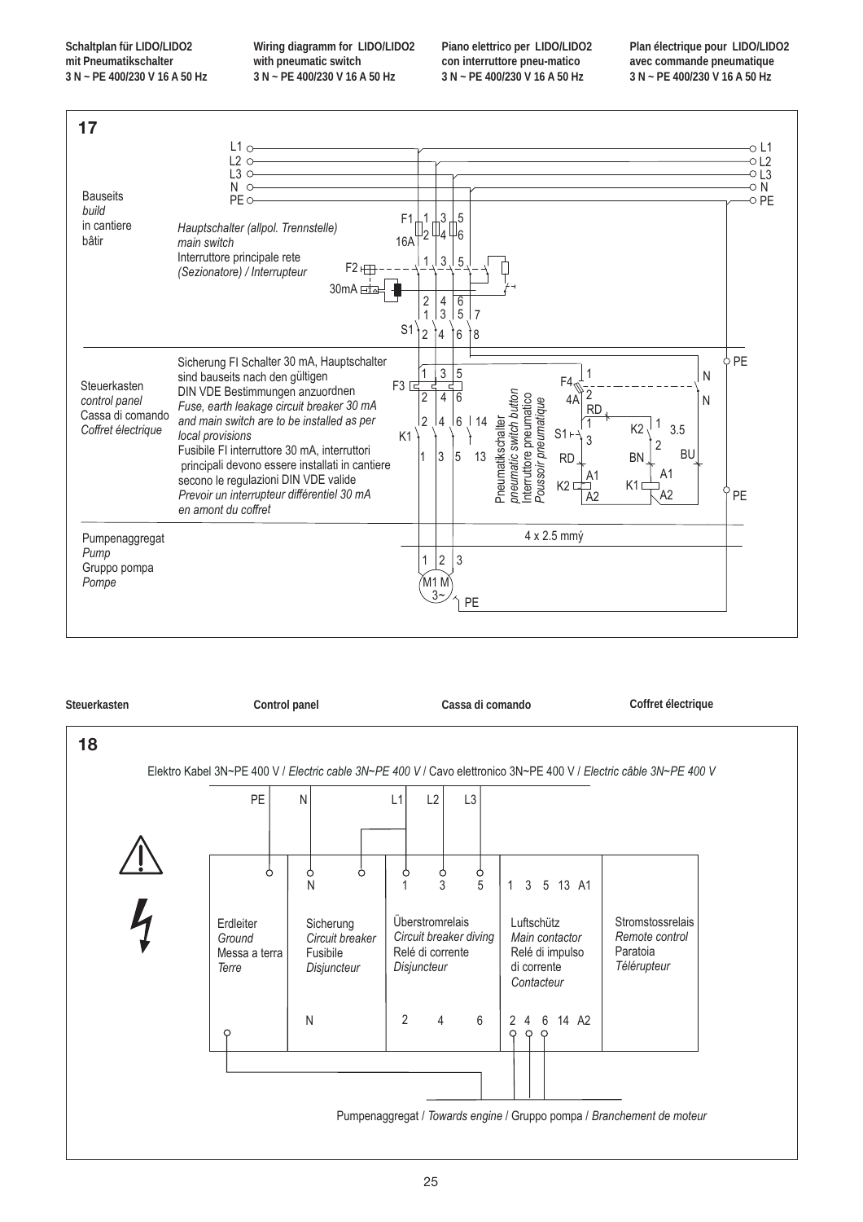Schaltplan für LIDO/LIDO2 mit Pneumatikschalter 3 N ~ PE 400/230 V 16 A 50 Hz

Wiring diagramm for LIDO/LIDO2 with pneumatic switch 3 N ~ PE 400/230 V 16 A 50 Hz

Piano elettrico per LIDO/LIDO2 con interruttore pneu-matico 3 N ~ PE 400/230 V 16 A 50 Hz

Plan électrique pour LIDO/LIDO2 avec commande pneumatique 3 N ~ PE 400/230 V 16 A 50 Hz

## 17

L1 L2 L3 N PE

Bauseits
*build*
in cantiere
*bâtir*

*Hauptschalter (allpol. Trennstelle)*
*main switch*
Interruttore principale rete
*(Sezionatore) / Interrupteur*

F1 16A
F2 30mA
S1

Steuerkasten
*control panel*
Cassa di comando
*Coffret électrique*

Sicherung FI Schalter 30 mA, Hauptschalter sind bauseits nach den gültigen DIN VDE Bestimmungen anzuordnen
*Fuse, earth leakage circuit breaker 30 mA and main switch are to be installed as per local provisions*
Fusibile FI interruttore 30 mA, interruttori principali devono essere installati in cantiere secono le regulazioni DIN VDE valide
*Prevoir un interrupteur différentiel 30 mA en amont du coffret*

F3, K1, F4 4A, S1, K2, K1, RD, BN, BU, N, PE

Pneumatikschalter
*pneumatic switch button*
Interruttore pneumatico
*Poussoir pneumatique*

4 x 2.5 mmý

Pumpenaggregat
*Pump*
Gruppo pompa
*Pompe*

M1 M 3~ PE

Steuerkasten — Control panel — Cassa di comando — Coffret électrique

## 18

Elektro Kabel 3N~PE 400 V / *Electric cable 3N~PE 400 V* / Cavo elettronico 3N~PE 400 V / *Electric câble 3N~PE 400 V*

PE N L1 L2 L3

| Erdleiter<br>*Ground*<br>Messa a terra<br>*Terre* | N<br>Sicherung<br>*Circuit breaker*<br>Fusibile<br>*Disjuncteur*<br>N | 1 3 5<br>Überstromrelais<br>*Circuit breaker diving*<br>Relé di corrente<br>*Disjuncteur*<br>2 4 6 | 1 3 5 13 A1<br>Luftschütz<br>*Main contactor*<br>Relé di impulso di corrente<br>*Contacteur*<br>2 4 6 14 A2 | Stromstossrelais<br>*Remote control*<br>Paratoia<br>*Télérupteur* |
|---|---|---|---|---|

Pumpenaggregat / *Towards engine* / Gruppo pompa / *Branchement de moteur*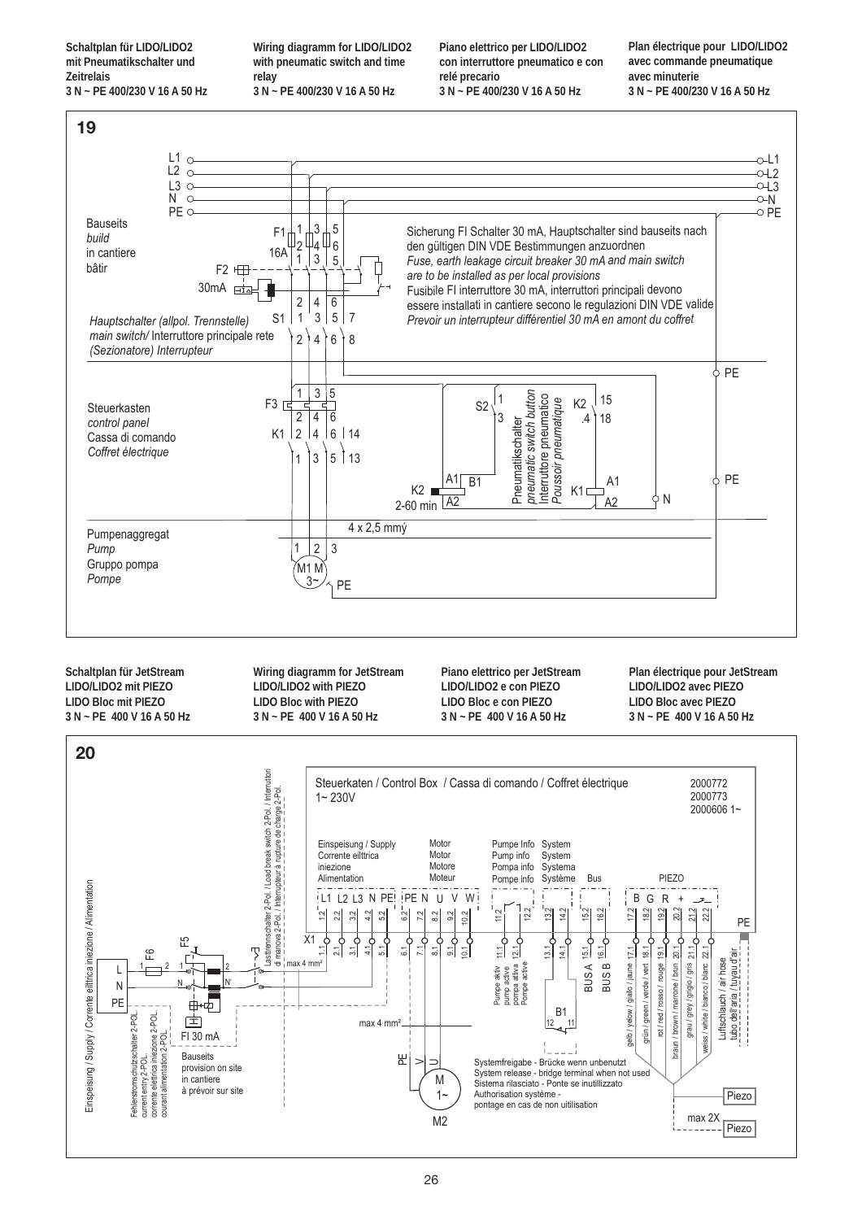**Schaltplan für LIDO/LIDO2 mit Pneumatikschalter und Zeitrelais**
**3 N ~ PE 400/230 V 16 A 50 Hz**

**Wiring diagramm for LIDO/LIDO2 with pneumatic switch and time relay**
**3 N ~ PE 400/230 V 16 A 50 Hz**

**Piano elettrico per LIDO/LIDO2 con interruttore pneumatico e con relé precario**
**3 N ~ PE 400/230 V 16 A 50 Hz**

**Plan électrique pour LIDO/LIDO2 avec commande pneumatique avec minuterie**
**3 N ~ PE 400/230 V 16 A 50 Hz**

**19**

L1, L2, L3, N, PE

Bauseits / *build* / in cantiere / bâtir

F1 16A, F2 30mA

Sicherung FI Schalter 30 mA, Hauptschalter sind bauseits nach den gültigen DIN VDE Bestimmungen anzuordnen
*Fuse, earth leakage circuit breaker 30 mA and main switch are to be installed as per local provisions*
Fusibile FI interruttore 30 mA, interruttori principali devono essere installati in cantiere secono le regulazioni DIN VDE valide
*Prevoir un interrupteur différentiel 30 mA en amont du coffret*

S1 — *Hauptschalter (allpol. Trennstelle)* / *main switch/* Interruttore principale rete / *(Sezionatore) Interrupteur*

Steuerkasten / *control panel* / Cassa di comando / *Coffret électrique*

F3, K1, K2 2-60 min, S2 — Pneumatikschalter / *pneumatic switch button* / Interruttore pneumatico / *Poussoir pneumatique*

4 x 2,5 mm²

Pumpenaggregat / *Pump* / Gruppo pompa / *Pompe* — M1 M 3~, PE

**Schaltplan für JetStream LIDO/LIDO2 mit PIEZO LIDO Bloc mit PIEZO**
**3 N ~ PE 400 V 16 A 50 Hz**

**Wiring diagramm for JetStream LIDO/LIDO2 with PIEZO LIDO Bloc with PIEZO**
**3 N ~ PE 400 V 16 A 50 Hz**

**Piano elettrico per JetStream LIDO/LIDO2 e con PIEZO LIDO Bloc e con PIEZO**
**3 N ~ PE 400 V 16 A 50 Hz**

**Plan électrique pour JetStream LIDO/LIDO2 avec PIEZO LIDO Bloc avec PIEZO**
**3 N ~ PE 400 V 16 A 50 Hz**

**20**

Steuerkaten / Control Box / Cassa di comando / Coffret électrique
1~ 230V

2000772
2000773
2000606 1~

Einspeisung / Supply / Corrente eilttrica iniezione / Alimentation

Einspeisung / Supply / Corrente eilttrica iniezione / Alimentation — L1 L2 L3 N PE

Motor / Motor / Motore / Moteur — PE N U V W

Pumpe Info / Pump info / Pompa info / Pompe info

System / System / Systema / Système

Bus — BUS A, BUS B

PIEZO — B G R +

Lasttrennschalter 2-Pol. / Load break switch 2-Pol. / Interruttori di manova 2-Pol. / Interrupteur à rupture de charge 2-Pol.

Fehlerstromschutzschalter 2-POL. / current entry 2-POL. / corrente elettrica iniezione 2-POL. / courant alimentation 2-POL.

F5, F6, FI 30 mA

Bauseits / provision on site / in cantiere / à prévoir sur site

max 4 mm²

X1

Pumpe aktiv / pump active / pompa attiva / Pompe active

gelb / yelow / giallo / jaune; grün / green / verde / vert; rot / red / rosso / rouge; braun / brown / marrone / brun; grau / grey / grigio / gris; weiss / white / bianco / blanc

Luftschlauch / air hose / tubo dell'aria / tuyau d'air

Systemfreigabe - Brücke wenn unbenutzt
System release - bridge terminal when not used
Sistema rilasciato - Ponte se inutillizzato
Authorisation système - pontage en cas de non uitilisation

B1, M2 (M 1~), Piezo, max 2X Piezo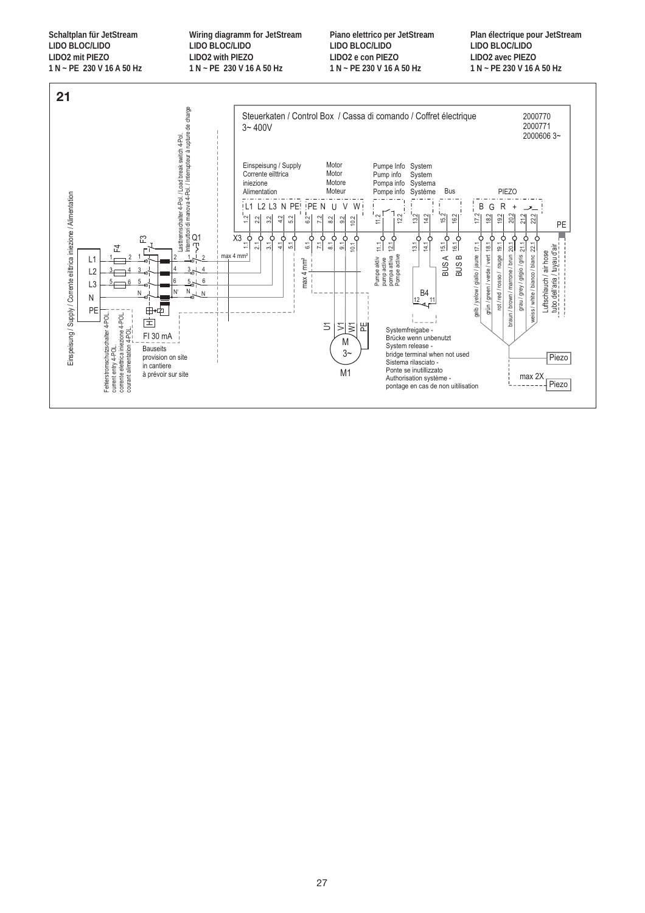**Schaltplan für JetStream**
**LIDO BLOC/LIDO**
**LIDO2 mit PIEZO**
**1 N ~ PE 230 V 16 A 50 Hz**

**Wiring diagramm for JetStream**
**LIDO BLOC/LIDO**
**LIDO2 with PIEZO**
**1 N ~ PE 230 V 16 A 50 Hz**

**Piano elettrico per JetStream**
**LIDO BLOC/LIDO**
**LIDO2 e con PIEZO**
**1 N ~ PE 230 V 16 A 50 Hz**

**Plan électrique pour JetStream**
**LIDO BLOC/LIDO**
**LIDO2 avec PIEZO**
**1 N ~ PE 230 V 16 A 50 Hz**

**21**

Steuerkaten / Control Box / Cassa di comando / Coffret électrique
3~ 400V

2000770
2000771
2000606 3~

Einspeisung / Supply
Corrente eiltrica
iniezione
Alimentation

Motor
Motor
Motore
Moteur

Pumpe Info
Pump info
Pompa info
Pompe info

System
System
Systema
Système

Bus

PIEZO

L1 L2 L3 N PE | PE N U V W | B G R +

1.2 2.2 3.2 4.2 5.2 6.2 7.2 8.2 9.2 10.2 11.2 12.2 13.2 14.2 15.2 16.2 17.2 18.2 19.2 20.2 21.2 22.2

X3 1.1 2.1 3.1 4.1 5.1 6.1 7.1 8.1 9.1 10.1 11.1 12.1 13.1 14.1 15.1 16.1 17.1 18.1 19.1 20.1 21.1 22.1

PE

Einspeisung / Supply / Corrente eilttrica iniezione / Alimentation

L1
L2
L3
N
PE

F4

F3

Q1

Lasttrennschalter 4-Pol. / Load break switch 4-Pol.
Interruttori di manovra 4-Pol. / Interrupteur à rupture de charge

max 4 mm²

max 4 mm²

Fehlerstromschutzschalter 4-POL.
current entry 4-POL.
corrente elettrica iniezione 4-POL
courant alimentation 4-POL

FI 30 mA

Bauseits
provision on site
in cantiere
à prévoir sur site

U1 V1 W1 PE

M
3~
M1

Pumpe aktiv
pump active
pompa attiva
Pompe active

B4
12 11

Systemfreigabe -
Brücke wenn unbenutzt
System release -
bridge terminal when not used
Sistema rilasciato -
Ponte se inutilizzato
Authorisation système -
pontage en cas de non uitilisation

BUS A
BUS B

gelb / yelow / giallo / jaune
grün / green / verde / vert
rot / red / rosso / rouge
braun / brown / marrone / brun
grau / grey / grigio / gris
weiss / white / bianco / blanc

Luftschlauch / air hose
tubo dell'aria / tuyau d'air

Piezo

max 2X

Piezo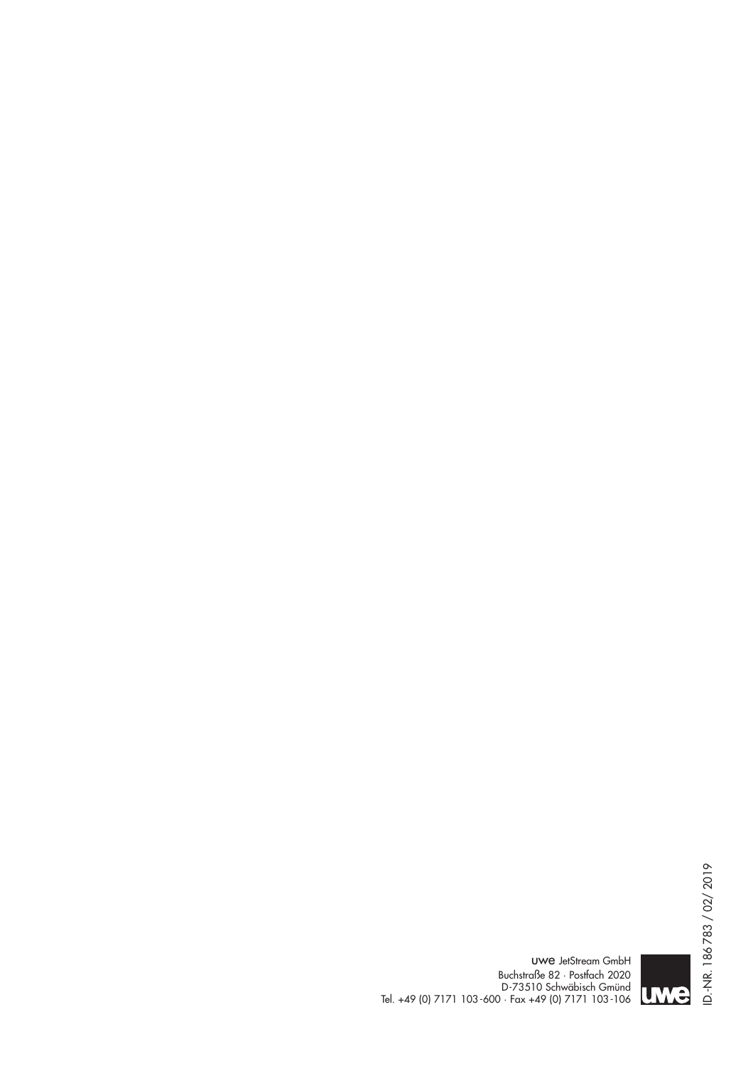uwe JetStream GmbH
Buchstraße 82 · Postfach 2020
D-73510 Schwäbisch Gmünd
Tel. +49 (0) 7171 103-600 · Fax +49 (0) 7171 103-106

ID.-NR. 186 783 / 02/ 2019